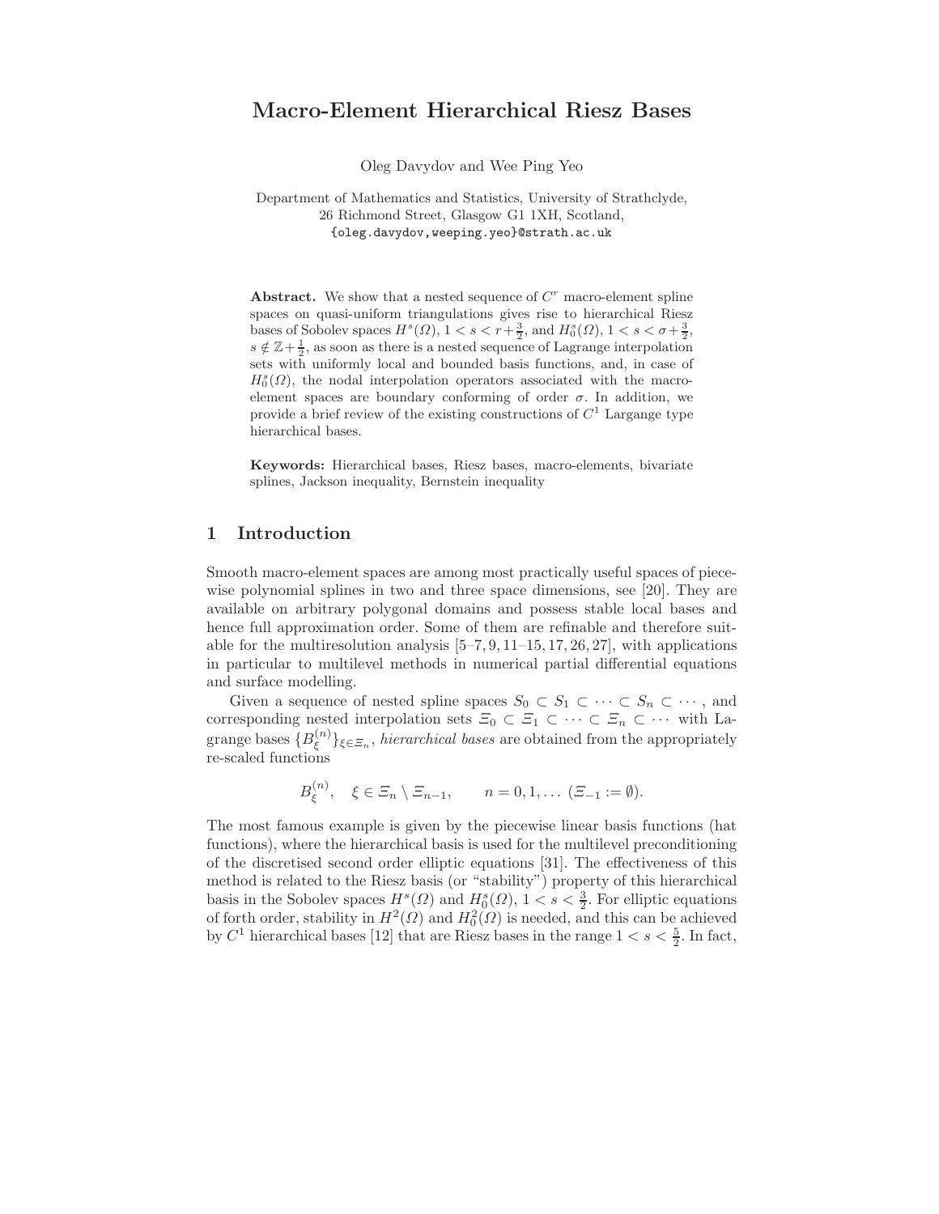# Macro-Element Hierarchical Riesz Bases

Oleg Davydov and Wee Ping Yeo

Department of Mathematics and Statistics, University of Strathclyde,
26 Richmond Street, Glasgow G1 1XH, Scotland,
{oleg.davydov,weeping.yeo}@strath.ac.uk

**Abstract.** We show that a nested sequence of $C^r$ macro-element spline spaces on quasi-uniform triangulations gives rise to hierarchical Riesz bases of Sobolev spaces $H^s(\Omega)$, $1 < s < r + \frac{3}{2}$, and $H^s_0(\Omega)$, $1 < s < \sigma + \frac{3}{2}$, $s \notin \mathbb{Z} + \frac{1}{2}$, as soon as there is a nested sequence of Lagrange interpolation sets with uniformly local and bounded basis functions, and, in case of $H^s_0(\Omega)$, the nodal interpolation operators associated with the macro-element spaces are boundary conforming of order $\sigma$. In addition, we provide a brief review of the existing constructions of $C^1$ Largange type hierarchical bases.

**Keywords:** Hierarchical bases, Riesz bases, macro-elements, bivariate splines, Jackson inequality, Bernstein inequality

## 1 Introduction

Smooth macro-element spaces are among most practically useful spaces of piecewise polynomial splines in two and three space dimensions, see [20]. They are available on arbitrary polygonal domains and possess stable local bases and hence full approximation order. Some of them are refinable and therefore suitable for the multiresolution analysis [5–7, 9, 11–15, 17, 26, 27], with applications in particular to multilevel methods in numerical partial differential equations and surface modelling.

Given a sequence of nested spline spaces $S_0 \subset S_1 \subset \cdots \subset S_n \subset \cdots$, and corresponding nested interpolation sets $\Xi_0 \subset \Xi_1 \subset \cdots \subset \Xi_n \subset \cdots$ with Lagrange bases $\{B^{(n)}_\xi\}_{\xi \in \Xi_n}$, *hierarchical bases* are obtained from the appropriately re-scaled functions

$$B^{(n)}_\xi, \quad \xi \in \Xi_n \setminus \Xi_{n-1}, \qquad n = 0, 1, \ldots \ (\Xi_{-1} := \emptyset).$$

The most famous example is given by the piecewise linear basis functions (hat functions), where the hierarchical basis is used for the multilevel preconditioning of the discretised second order elliptic equations [31]. The effectiveness of this method is related to the Riesz basis (or "stability") property of this hierarchical basis in the Sobolev spaces $H^s(\Omega)$ and $H^s_0(\Omega)$, $1 < s < \frac{3}{2}$. For elliptic equations of forth order, stability in $H^2(\Omega)$ and $H^2_0(\Omega)$ is needed, and this can be achieved by $C^1$ hierarchical bases [12] that are Riesz bases in the range $1 < s < \frac{5}{2}$. In fact,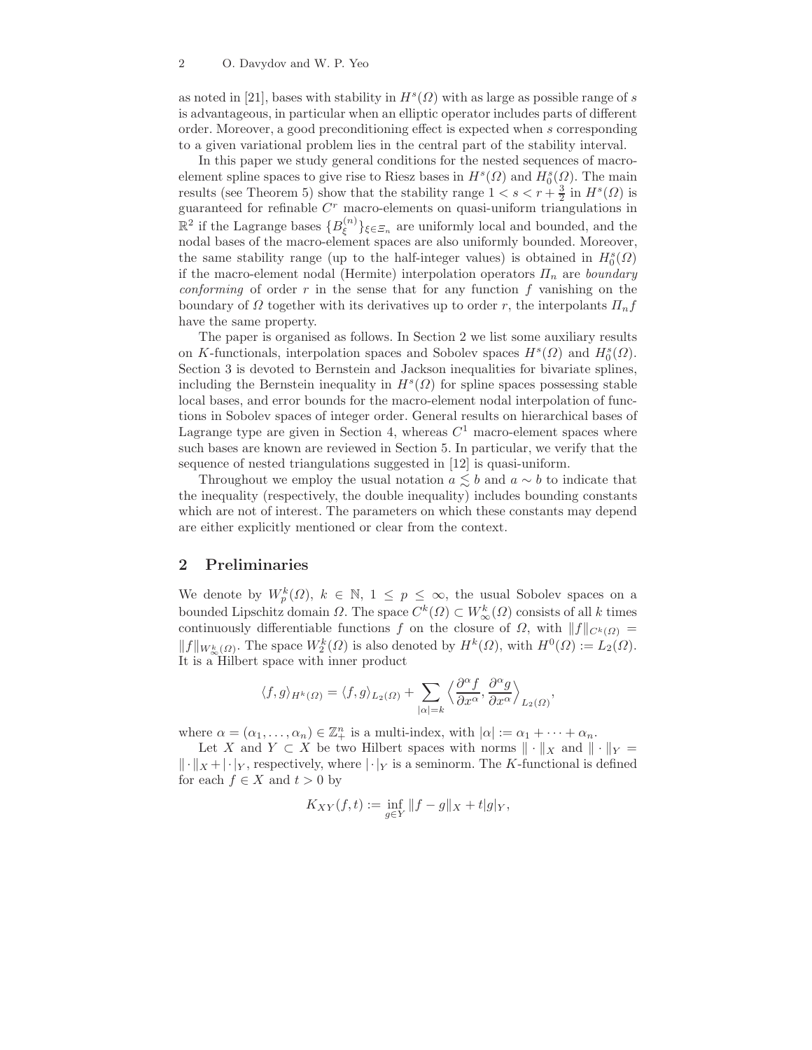as noted in [21], bases with stability in $H^s(\Omega)$ with as large as possible range of $s$ is advantageous, in particular when an elliptic operator includes parts of different order. Moreover, a good preconditioning effect is expected when $s$ corresponding to a given variational problem lies in the central part of the stability interval.

In this paper we study general conditions for the nested sequences of macro-element spline spaces to give rise to Riesz bases in $H^s(\Omega)$ and $H_0^s(\Omega)$. The main results (see Theorem 5) show that the stability range $1 < s < r + \frac{3}{2}$ in $H^s(\Omega)$ is guaranteed for refinable $C^r$ macro-elements on quasi-uniform triangulations in $\mathbb{R}^2$ if the Lagrange bases $\{B_\xi^{(n)}\}_{\xi \in \Xi_n}$ are uniformly local and bounded, and the nodal bases of the macro-element spaces are also uniformly bounded. Moreover, the same stability range (up to the half-integer values) is obtained in $H_0^s(\Omega)$ if the macro-element nodal (Hermite) interpolation operators $\Pi_n$ are *boundary conforming* of order $r$ in the sense that for any function $f$ vanishing on the boundary of $\Omega$ together with its derivatives up to order $r$, the interpolants $\Pi_n f$ have the same property.

The paper is organised as follows. In Section 2 we list some auxiliary results on $K$-functionals, interpolation spaces and Sobolev spaces $H^s(\Omega)$ and $H_0^s(\Omega)$. Section 3 is devoted to Bernstein and Jackson inequalities for bivariate splines, including the Bernstein inequality in $H^s(\Omega)$ for spline spaces possessing stable local bases, and error bounds for the macro-element nodal interpolation of functions in Sobolev spaces of integer order. General results on hierarchical bases of Lagrange type are given in Section 4, whereas $C^1$ macro-element spaces where such bases are known are reviewed in Section 5. In particular, we verify that the sequence of nested triangulations suggested in [12] is quasi-uniform.

Throughout we employ the usual notation $a \lesssim b$ and $a \sim b$ to indicate that the inequality (respectively, the double inequality) includes bounding constants which are not of interest. The parameters on which these constants may depend are either explicitly mentioned or clear from the context.

## 2 Preliminaries

We denote by $W_p^k(\Omega)$, $k \in \mathbb{N}$, $1 \leq p \leq \infty$, the usual Sobolev spaces on a bounded Lipschitz domain $\Omega$. The space $C^k(\Omega) \subset W_\infty^k(\Omega)$ consists of all $k$ times continuously differentiable functions $f$ on the closure of $\Omega$, with $\|f\|_{C^k(\Omega)} = \|f\|_{W_\infty^k(\Omega)}$. The space $W_2^k(\Omega)$ is also denoted by $H^k(\Omega)$, with $H^0(\Omega) := L_2(\Omega)$. It is a Hilbert space with inner product

$$\langle f, g \rangle_{H^k(\Omega)} = \langle f, g \rangle_{L_2(\Omega)} + \sum_{|\alpha|=k} \Big\langle \frac{\partial^\alpha f}{\partial x^\alpha}, \frac{\partial^\alpha g}{\partial x^\alpha} \Big\rangle_{L_2(\Omega)},$$

where $\alpha = (\alpha_1, \ldots, \alpha_n) \in \mathbb{Z}_+^n$ is a multi-index, with $|\alpha| := \alpha_1 + \cdots + \alpha_n$.

Let $X$ and $Y \subset X$ be two Hilbert spaces with norms $\|\cdot\|_X$ and $\|\cdot\|_Y = \|\cdot\|_X + |\cdot|_Y$, respectively, where $|\cdot|_Y$ is a seminorm. The $K$-functional is defined for each $f \in X$ and $t > 0$ by

$$K_{XY}(f, t) := \inf_{g \in Y} \|f - g\|_X + t|g|_Y,$$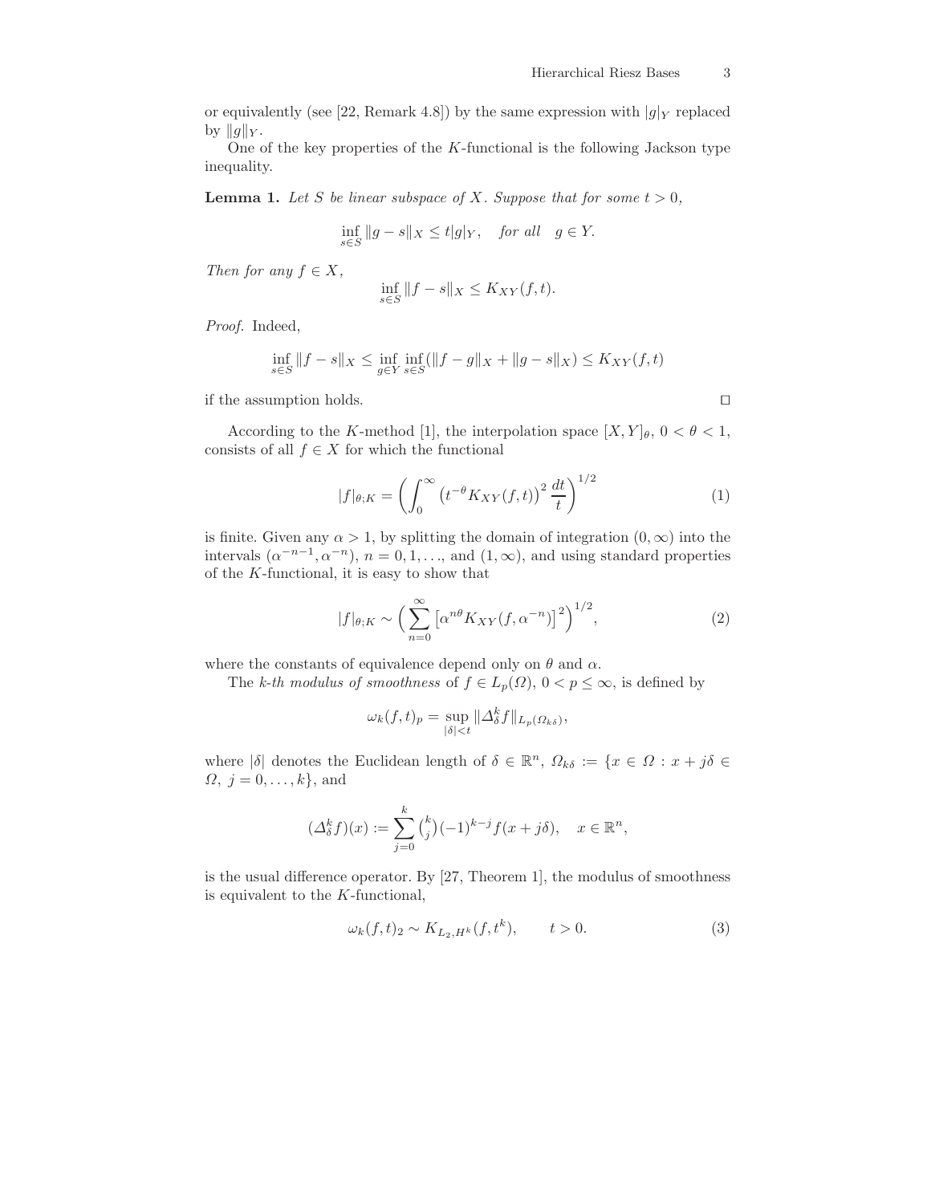or equivalently (see [22, Remark 4.8]) by the same expression with $|g|_Y$ replaced by $\|g\|_Y$.

One of the key properties of the $K$-functional is the following Jackson type inequality.

**Lemma 1.** *Let $S$ be linear subspace of $X$. Suppose that for some $t > 0$,*

$$\inf_{s \in S} \|g - s\|_X \le t|g|_Y, \quad \text{for all} \quad g \in Y.$$

*Then for any $f \in X$,*

$$\inf_{s \in S} \|f - s\|_X \le K_{XY}(f, t).$$

*Proof.* Indeed,

$$\inf_{s \in S} \|f - s\|_X \le \inf_{g \in Y} \inf_{s \in S} (\|f - g\|_X + \|g - s\|_X) \le K_{XY}(f, t)$$

if the assumption holds. □

According to the $K$-method [1], the interpolation space $[X, Y]_\theta$, $0 < \theta < 1$, consists of all $f \in X$ for which the functional

$$|f|_{\theta;K} = \left( \int_0^\infty \left( t^{-\theta} K_{XY}(f, t) \right)^2 \frac{dt}{t} \right)^{1/2} \tag{1}$$

is finite. Given any $\alpha > 1$, by splitting the domain of integration $(0, \infty)$ into the intervals $(\alpha^{-n-1}, \alpha^{-n})$, $n = 0, 1, \ldots$, and $(1, \infty)$, and using standard properties of the $K$-functional, it is easy to show that

$$|f|_{\theta;K} \sim \Big( \sum_{n=0}^\infty \left[ \alpha^{n\theta} K_{XY}(f, \alpha^{-n}) \right]^2 \Big)^{1/2}, \tag{2}$$

where the constants of equivalence depend only on $\theta$ and $\alpha$.

The *k-th modulus of smoothness* of $f \in L_p(\Omega)$, $0 < p \le \infty$, is defined by

$$\omega_k(f, t)_p = \sup_{|\delta| < t} \|\Delta_\delta^k f\|_{L_p(\Omega_{k\delta})},$$

where $|\delta|$ denotes the Euclidean length of $\delta \in \mathbb{R}^n$, $\Omega_{k\delta} := \{x \in \Omega : x + j\delta \in \Omega,\ j = 0, \ldots, k\}$, and

$$(\Delta_\delta^k f)(x) := \sum_{j=0}^k \tbinom{k}{j} (-1)^{k-j} f(x + j\delta), \quad x \in \mathbb{R}^n,$$

is the usual difference operator. By [27, Theorem 1], the modulus of smoothness is equivalent to the $K$-functional,

$$\omega_k(f, t)_2 \sim K_{L_2, H^k}(f, t^k), \qquad t > 0. \tag{3}$$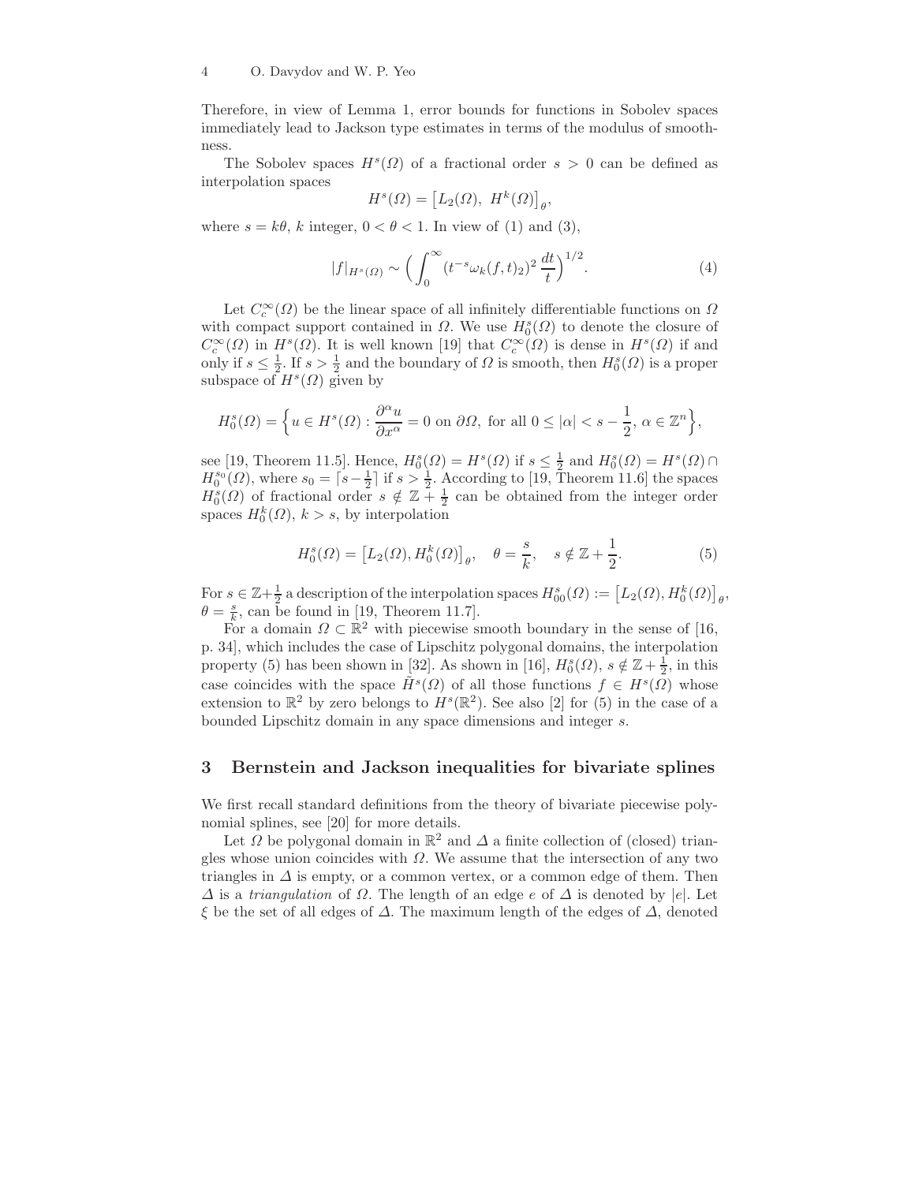Therefore, in view of Lemma 1, error bounds for functions in Sobolev spaces immediately lead to Jackson type estimates in terms of the modulus of smoothness.

The Sobolev spaces $H^s(\Omega)$ of a fractional order $s > 0$ can be defined as interpolation spaces

$$H^s(\Omega) = \big[L_2(\Omega),\ H^k(\Omega)\big]_\theta,$$

where $s = k\theta$, $k$ integer, $0 < \theta < 1$. In view of (1) and (3),

$$|f|_{H^s(\Omega)} \sim \Big( \int_0^\infty (t^{-s}\omega_k(f,t)_2)^2 \, \frac{dt}{t} \Big)^{1/2}. \tag{4}$$

Let $C_c^\infty(\Omega)$ be the linear space of all infinitely differentiable functions on $\Omega$ with compact support contained in $\Omega$. We use $H_0^s(\Omega)$ to denote the closure of $C_c^\infty(\Omega)$ in $H^s(\Omega)$. It is well known [19] that $C_c^\infty(\Omega)$ is dense in $H^s(\Omega)$ if and only if $s \le \frac{1}{2}$. If $s > \frac{1}{2}$ and the boundary of $\Omega$ is smooth, then $H_0^s(\Omega)$ is a proper subspace of $H^s(\Omega)$ given by

$$H_0^s(\Omega) = \Big\{ u \in H^s(\Omega) : \frac{\partial^\alpha u}{\partial x^\alpha} = 0 \text{ on } \partial\Omega, \text{ for all } 0 \le |\alpha| < s - \frac{1}{2},\ \alpha \in \mathbb{Z}^n \Big\},$$

see [19, Theorem 11.5]. Hence, $H_0^s(\Omega) = H^s(\Omega)$ if $s \le \frac{1}{2}$ and $H_0^s(\Omega) = H^s(\Omega) \cap H_0^{s_0}(\Omega)$, where $s_0 = \lceil s - \frac{1}{2} \rceil$ if $s > \frac{1}{2}$. According to [19, Theorem 11.6] the spaces $H_0^s(\Omega)$ of fractional order $s \notin \mathbb{Z} + \frac{1}{2}$ can be obtained from the integer order spaces $H_0^k(\Omega)$, $k > s$, by interpolation

$$H_0^s(\Omega) = \big[L_2(\Omega), H_0^k(\Omega)\big]_\theta, \quad \theta = \frac{s}{k}, \quad s \notin \mathbb{Z} + \frac{1}{2}. \tag{5}$$

For $s \in \mathbb{Z} + \frac{1}{2}$ a description of the interpolation spaces $H_{00}^s(\Omega) := \big[L_2(\Omega), H_0^k(\Omega)\big]_\theta$, $\theta = \frac{s}{k}$, can be found in [19, Theorem 11.7].

For a domain $\Omega \subset \mathbb{R}^2$ with piecewise smooth boundary in the sense of [16, p. 34], which includes the case of Lipschitz polygonal domains, the interpolation property (5) has been shown in [32]. As shown in [16], $H_0^s(\Omega)$, $s \notin \mathbb{Z} + \frac{1}{2}$, in this case coincides with the space $\tilde{H}^s(\Omega)$ of all those functions $f \in H^s(\Omega)$ whose extension to $\mathbb{R}^2$ by zero belongs to $H^s(\mathbb{R}^2)$. See also [2] for (5) in the case of a bounded Lipschitz domain in any space dimensions and integer $s$.

## 3 Bernstein and Jackson inequalities for bivariate splines

We first recall standard definitions from the theory of bivariate piecewise polynomial splines, see [20] for more details.

Let $\Omega$ be polygonal domain in $\mathbb{R}^2$ and $\Delta$ a finite collection of (closed) triangles whose union coincides with $\Omega$. We assume that the intersection of any two triangles in $\Delta$ is empty, or a common vertex, or a common edge of them. Then $\Delta$ is a *triangulation* of $\Omega$. The length of an edge $e$ of $\Delta$ is denoted by $|e|$. Let $\xi$ be the set of all edges of $\Delta$. The maximum length of the edges of $\Delta$, denoted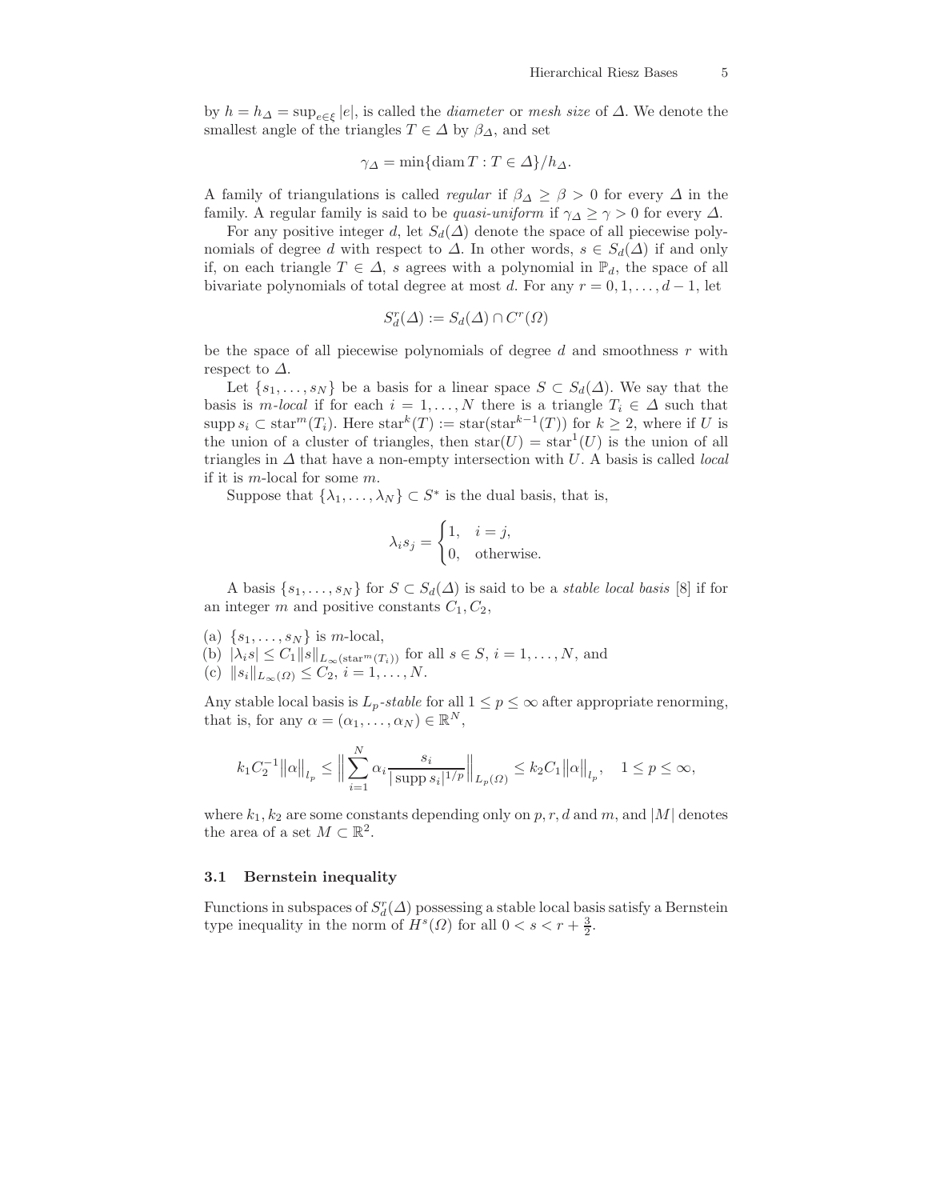by $h = h_\Delta = \sup_{e\in\xi} |e|$, is called the *diameter* or *mesh size* of $\Delta$. We denote the smallest angle of the triangles $T \in \Delta$ by $\beta_\Delta$, and set

$$\gamma_\Delta = \min\{\operatorname{diam} T : T \in \Delta\}/h_\Delta.$$

A family of triangulations is called *regular* if $\beta_\Delta \geq \beta > 0$ for every $\Delta$ in the family. A regular family is said to be *quasi-uniform* if $\gamma_\Delta \geq \gamma > 0$ for every $\Delta$.

For any positive integer $d$, let $S_d(\Delta)$ denote the space of all piecewise polynomials of degree $d$ with respect to $\Delta$. In other words, $s \in S_d(\Delta)$ if and only if, on each triangle $T \in \Delta$, $s$ agrees with a polynomial in $\mathbb{P}_d$, the space of all bivariate polynomials of total degree at most $d$. For any $r = 0, 1, \ldots, d-1$, let

$$S_d^r(\Delta) := S_d(\Delta) \cap C^r(\Omega)$$

be the space of all piecewise polynomials of degree $d$ and smoothness $r$ with respect to $\Delta$.

Let $\{s_1, \ldots, s_N\}$ be a basis for a linear space $S \subset S_d(\Delta)$. We say that the basis is *m-local* if for each $i = 1, \ldots, N$ there is a triangle $T_i \in \Delta$ such that $\operatorname{supp} s_i \subset \operatorname{star}^m(T_i)$. Here $\operatorname{star}^k(T) := \operatorname{star}(\operatorname{star}^{k-1}(T))$ for $k \geq 2$, where if $U$ is the union of a cluster of triangles, then $\operatorname{star}(U) = \operatorname{star}^1(U)$ is the union of all triangles in $\Delta$ that have a non-empty intersection with $U$. A basis is called *local* if it is $m$-local for some $m$.

Suppose that $\{\lambda_1, \ldots, \lambda_N\} \subset S^*$ is the dual basis, that is,

$$\lambda_i s_j = \begin{cases} 1, & i = j, \\ 0, & \text{otherwise.} \end{cases}$$

A basis $\{s_1, \ldots, s_N\}$ for $S \subset S_d(\Delta)$ is said to be a *stable local basis* [8] if for an integer $m$ and positive constants $C_1, C_2$,

(a) $\{s_1, \ldots, s_N\}$ is $m$-local,
(b) $|\lambda_i s| \leq C_1 \|s\|_{L_\infty(\operatorname{star}^m(T_i))}$ for all $s \in S$, $i = 1, \ldots, N$, and
(c) $\|s_i\|_{L_\infty(\Omega)} \leq C_2$, $i = 1, \ldots, N$.

Any stable local basis is $L_p$*-stable* for all $1 \leq p \leq \infty$ after appropriate renorming, that is, for any $\alpha = (\alpha_1, \ldots, \alpha_N) \in \mathbb{R}^N$,

$$k_1 C_2^{-1} \|\alpha\|_{l_p} \leq \Big\| \sum_{i=1}^N \alpha_i \frac{s_i}{|\operatorname{supp} s_i|^{1/p}} \Big\|_{L_p(\Omega)} \leq k_2 C_1 \|\alpha\|_{l_p}, \quad 1 \leq p \leq \infty,$$

where $k_1, k_2$ are some constants depending only on $p, r, d$ and $m$, and $|M|$ denotes the area of a set $M \subset \mathbb{R}^2$.

### 3.1 Bernstein inequality

Functions in subspaces of $S_d^r(\Delta)$ possessing a stable local basis satisfy a Bernstein type inequality in the norm of $H^s(\Omega)$ for all $0 < s < r + \frac{3}{2}$.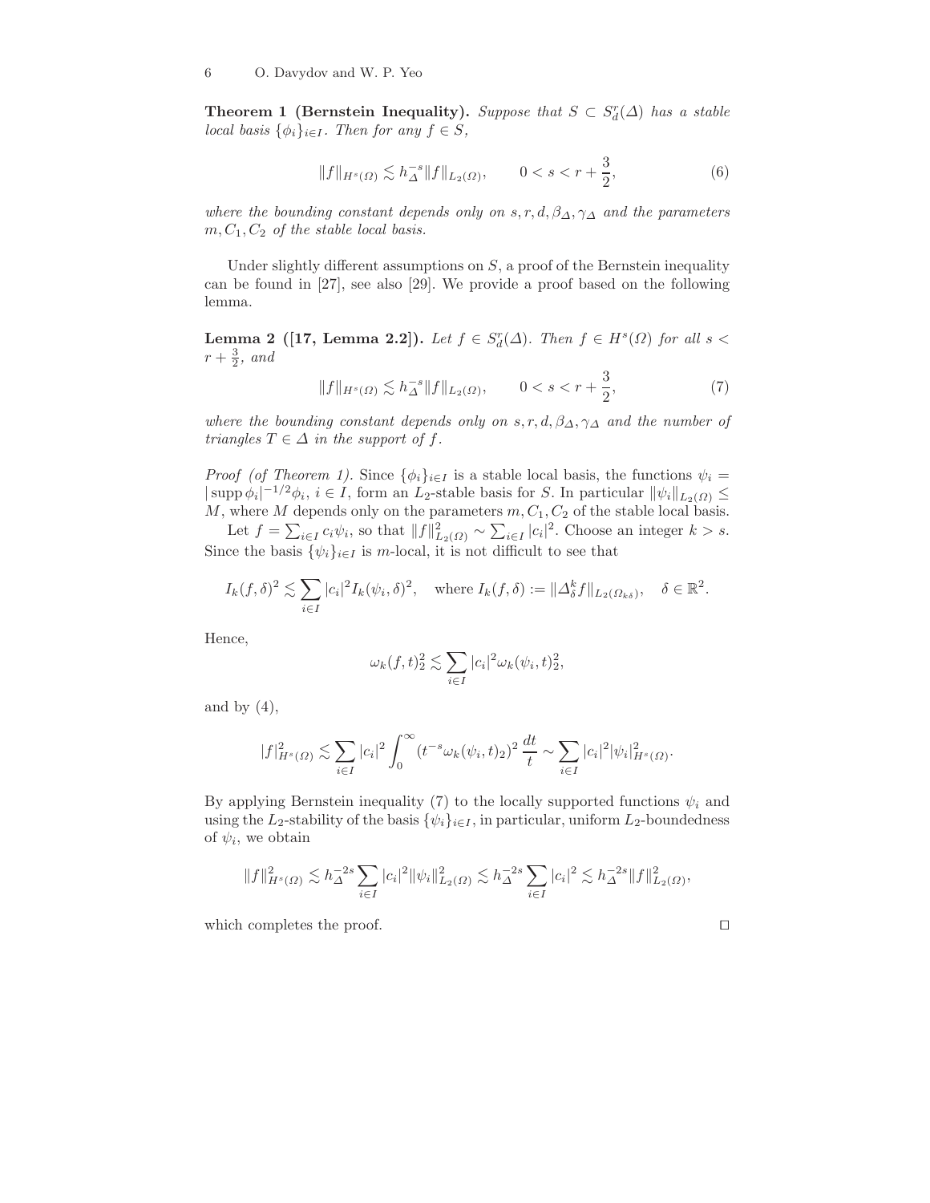**Theorem 1 (Bernstein Inequality).** *Suppose that $S \subset S_d^r(\Delta)$ has a stable local basis $\{\phi_i\}_{i\in I}$. Then for any $f \in S$,*

$$\|f\|_{H^s(\Omega)} \lesssim h_\Delta^{-s}\|f\|_{L_2(\Omega)}, \qquad 0 < s < r + \frac{3}{2}, \tag{6}$$

*where the bounding constant depends only on $s, r, d, \beta_\Delta, \gamma_\Delta$ and the parameters $m, C_1, C_2$ of the stable local basis.*

Under slightly different assumptions on $S$, a proof of the Bernstein inequality can be found in [27], see also [29]. We provide a proof based on the following lemma.

**Lemma 2 ([17, Lemma 2.2]).** *Let $f \in S_d^r(\Delta)$. Then $f \in H^s(\Omega)$ for all $s < r + \frac{3}{2}$, and*

$$\|f\|_{H^s(\Omega)} \lesssim h_\Delta^{-s}\|f\|_{L_2(\Omega)}, \qquad 0 < s < r + \frac{3}{2}, \tag{7}$$

*where the bounding constant depends only on $s, r, d, \beta_\Delta, \gamma_\Delta$ and the number of triangles $T \in \Delta$ in the support of $f$.*

*Proof (of Theorem 1).* Since $\{\phi_i\}_{i\in I}$ is a stable local basis, the functions $\psi_i = |\operatorname{supp}\phi_i|^{-1/2}\phi_i$, $i \in I$, form an $L_2$-stable basis for $S$. In particular $\|\psi_i\|_{L_2(\Omega)} \le M$, where $M$ depends only on the parameters $m, C_1, C_2$ of the stable local basis.

Let $f = \sum_{i\in I} c_i\psi_i$, so that $\|f\|^2_{L_2(\Omega)} \sim \sum_{i\in I}|c_i|^2$. Choose an integer $k > s$. Since the basis $\{\psi_i\}_{i\in I}$ is $m$-local, it is not difficult to see that

$$I_k(f,\delta)^2 \lesssim \sum_{i\in I}|c_i|^2 I_k(\psi_i,\delta)^2, \quad \text{where } I_k(f,\delta) := \|\Delta_\delta^k f\|_{L_2(\Omega_{k\delta})}, \quad \delta \in \mathbb{R}^2.$$

Hence,

$$\omega_k(f,t)_2^2 \lesssim \sum_{i\in I}|c_i|^2\omega_k(\psi_i,t)_2^2,$$

and by (4),

$$|f|^2_{H^s(\Omega)} \lesssim \sum_{i\in I}|c_i|^2\int_0^\infty (t^{-s}\omega_k(\psi_i,t)_2)^2\,\frac{dt}{t} \sim \sum_{i\in I}|c_i|^2|\psi_i|^2_{H^s(\Omega)}.$$

By applying Bernstein inequality (7) to the locally supported functions $\psi_i$ and using the $L_2$-stability of the basis $\{\psi_i\}_{i\in I}$, in particular, uniform $L_2$-boundedness of $\psi_i$, we obtain

$$\|f\|^2_{H^s(\Omega)} \lesssim h_\Delta^{-2s}\sum_{i\in I}|c_i|^2\|\psi_i\|^2_{L_2(\Omega)} \lesssim h_\Delta^{-2s}\sum_{i\in I}|c_i|^2 \lesssim h_\Delta^{-2s}\|f\|^2_{L_2(\Omega)},$$

which completes the proof. □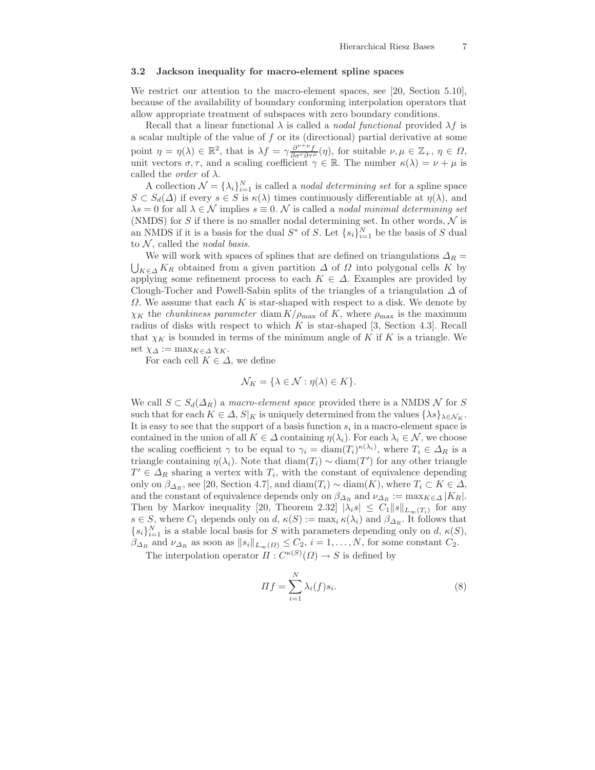### 3.2 Jackson inequality for macro-element spline spaces

We restrict our attention to the macro-element spaces, see [20, Section 5.10], because of the availability of boundary conforming interpolation operators that allow appropriate treatment of subspaces with zero boundary conditions.

Recall that a linear functional $\lambda$ is called a *nodal functional* provided $\lambda f$ is a scalar multiple of the value of $f$ or its (directional) partial derivative at some point $\eta = \eta(\lambda) \in \mathbb{R}^2$, that is $\lambda f = \gamma \frac{\partial^{\nu+\mu} f}{\partial\sigma^\nu \partial\tau^\mu}(\eta)$, for suitable $\nu, \mu \in \mathbb{Z}_+$, $\eta \in \Omega$, unit vectors $\sigma, \tau$, and a scaling coefficient $\gamma \in \mathbb{R}$. The number $\kappa(\lambda) = \nu + \mu$ is called the *order* of $\lambda$.

A collection $\mathcal{N} = \{\lambda_i\}_{i=1}^N$ is called a *nodal determining set* for a spline space $S \subset S_d(\Delta)$ if every $s \in S$ is $\kappa(\lambda)$ times continuously differentiable at $\eta(\lambda)$, and $\lambda s = 0$ for all $\lambda \in \mathcal{N}$ implies $s \equiv 0$. $\mathcal{N}$ is called a *nodal minimal determining set* (NMDS) for $S$ if there is no smaller nodal determining set. In other words, $\mathcal{N}$ is an NMDS if it is a basis for the dual $S^*$ of $S$. Let $\{s_i\}_{i=1}^N$ be the basis of $S$ dual to $\mathcal{N}$, called the *nodal basis*.

We will work with spaces of splines that are defined on triangulations $\Delta_R = \bigcup_{K\in\Delta} K_R$ obtained from a given partition $\Delta$ of $\Omega$ into polygonal cells $K$ by applying some refinement process to each $K \in \Delta$. Examples are provided by Clough-Tocher and Powell-Sabin splits of the triangles of a triangulation $\Delta$ of $\Omega$. We assume that each $K$ is star-shaped with respect to a disk. We denote by $\chi_K$ the *chunkiness parameter* $\operatorname{diam} K/\rho_{\max}$ of $K$, where $\rho_{\max}$ is the maximum radius of disks with respect to which $K$ is star-shaped [3, Section 4.3]. Recall that $\chi_K$ is bounded in terms of the minimum angle of $K$ if $K$ is a triangle. We set $\chi_\Delta := \max_{K\in\Delta} \chi_K$.

For each cell $K \in \Delta$, we define

$$\mathcal{N}_K = \{\lambda \in \mathcal{N} : \eta(\lambda) \in K\}.$$

We call $S \subset S_d(\Delta_R)$ a *macro-element space* provided there is a NMDS $\mathcal{N}$ for $S$ such that for each $K \in \Delta$, $S|_K$ is uniquely determined from the values $\{\lambda s\}_{\lambda\in\mathcal{N}_K}$. It is easy to see that the support of a basis function $s_i$ in a macro-element space is contained in the union of all $K \in \Delta$ containing $\eta(\lambda_i)$. For each $\lambda_i \in \mathcal{N}$, we choose the scaling coefficient $\gamma$ to be equal to $\gamma_i = \operatorname{diam}(T_i)^{\kappa(\lambda_i)}$, where $T_i \in \Delta_R$ is a triangle containing $\eta(\lambda_i)$. Note that $\operatorname{diam}(T_i) \sim \operatorname{diam}(T')$ for any other triangle $T' \in \Delta_R$ sharing a vertex with $T_i$, with the constant of equivalence depending only on $\beta_{\Delta_R}$, see [20, Section 4.7], and $\operatorname{diam}(T_i) \sim \operatorname{diam}(K)$, where $T_i \subset K \in \Delta$, and the constant of equivalence depends only on $\beta_{\Delta_R}$ and $\nu_{\Delta_R} := \max_{K\in\Delta} |K_R|$. Then by Markov inequality [20, Theorem 2.32] $|\lambda_i s| \le C_1 \|s\|_{L_\infty(T_i)}$ for any $s \in S$, where $C_1$ depends only on $d$, $\kappa(S) := \max_i \kappa(\lambda_i)$ and $\beta_{\Delta_R}$. It follows that $\{s_i\}_{i=1}^N$ is a stable local basis for $S$ with parameters depending only on $d$, $\kappa(S)$, $\beta_{\Delta_R}$ and $\nu_{\Delta_R}$ as soon as $\|s_i\|_{L_\infty(\Omega)} \le C_2$, $i = 1, \dots, N$, for some constant $C_2$.

The interpolation operator $\Pi : C^{\kappa(S)}(\Omega) \to S$ is defined by

$$\Pi f = \sum_{i=1}^N \lambda_i(f) s_i. \tag{8}$$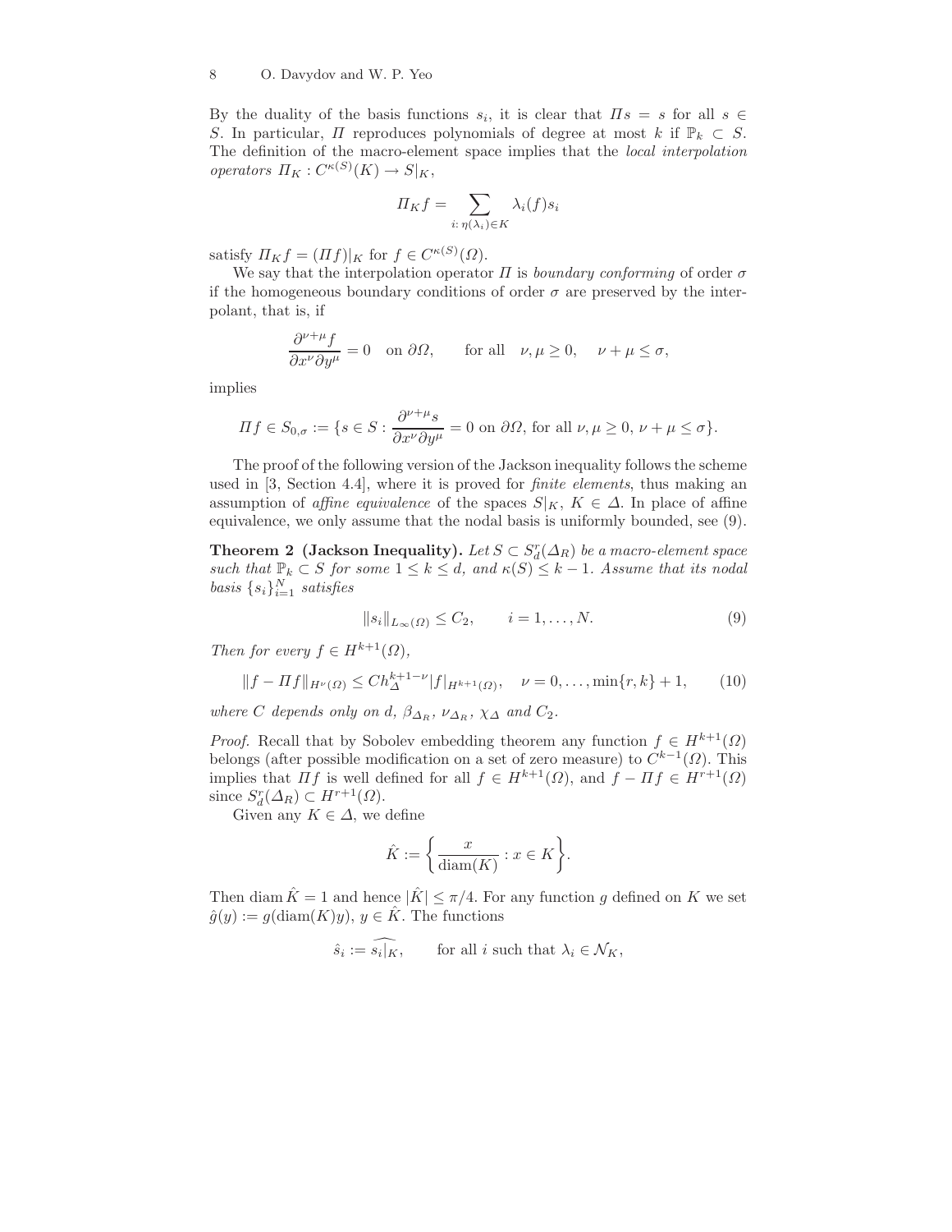By the duality of the basis functions $s_i$, it is clear that $\Pi s = s$ for all $s \in S$. In particular, $\Pi$ reproduces polynomials of degree at most $k$ if $\mathbb{P}_k \subset S$. The definition of the macro-element space implies that the *local interpolation operators* $\Pi_K : C^{\kappa(S)}(K) \to S|_K$,

$$\Pi_K f = \sum_{i:\, \eta(\lambda_i) \in K} \lambda_i(f) s_i$$

satisfy $\Pi_K f = (\Pi f)|_K$ for $f \in C^{\kappa(S)}(\Omega)$.

We say that the interpolation operator $\Pi$ is *boundary conforming* of order $\sigma$ if the homogeneous boundary conditions of order $\sigma$ are preserved by the interpolant, that is, if

$$\frac{\partial^{\nu+\mu} f}{\partial x^\nu \partial y^\mu} = 0 \quad \text{on } \partial\Omega, \qquad \text{for all} \quad \nu, \mu \geq 0, \quad \nu + \mu \leq \sigma,$$

implies

$$\Pi f \in S_{0,\sigma} := \{s \in S : \frac{\partial^{\nu+\mu} s}{\partial x^\nu \partial y^\mu} = 0 \text{ on } \partial\Omega, \text{ for all } \nu, \mu \geq 0,\ \nu + \mu \leq \sigma\}.$$

The proof of the following version of the Jackson inequality follows the scheme used in [3, Section 4.4], where it is proved for *finite elements*, thus making an assumption of *affine equivalence* of the spaces $S|_K$, $K \in \Delta$. In place of affine equivalence, we only assume that the nodal basis is uniformly bounded, see (9).

**Theorem 2 (Jackson Inequality).** *Let $S \subset S_d^r(\Delta_R)$ be a macro-element space such that $\mathbb{P}_k \subset S$ for some $1 \leq k \leq d$, and $\kappa(S) \leq k-1$. Assume that its nodal basis $\{s_i\}_{i=1}^N$ satisfies*

$$\|s_i\|_{L_\infty(\Omega)} \leq C_2, \qquad i = 1, \ldots, N. \tag{9}$$

*Then for every $f \in H^{k+1}(\Omega)$,*

$$\|f - \Pi f\|_{H^\nu(\Omega)} \leq C h_\Delta^{k+1-\nu} |f|_{H^{k+1}(\Omega)}, \quad \nu = 0, \ldots, \min\{r, k\} + 1, \tag{10}$$

*where $C$ depends only on $d$, $\beta_{\Delta_R}$, $\nu_{\Delta_R}$, $\chi_\Delta$ and $C_2$.*

*Proof.* Recall that by Sobolev embedding theorem any function $f \in H^{k+1}(\Omega)$ belongs (after possible modification on a set of zero measure) to $C^{k-1}(\Omega)$. This implies that $\Pi f$ is well defined for all $f \in H^{k+1}(\Omega)$, and $f - \Pi f \in H^{r+1}(\Omega)$ since $S_d^r(\Delta_R) \subset H^{r+1}(\Omega)$.

Given any $K \in \Delta$, we define

$$\hat{K} := \left\{ \frac{x}{\operatorname{diam}(K)} : x \in K \right\}.$$

Then $\operatorname{diam} \hat{K} = 1$ and hence $|\hat{K}| \leq \pi/4$. For any function $g$ defined on $K$ we set $\hat{g}(y) := g(\operatorname{diam}(K) y)$, $y \in \hat{K}$. The functions

$$\hat{s}_i := \widehat{s_i|_K}, \qquad \text{for all } i \text{ such that } \lambda_i \in \mathcal{N}_K,$$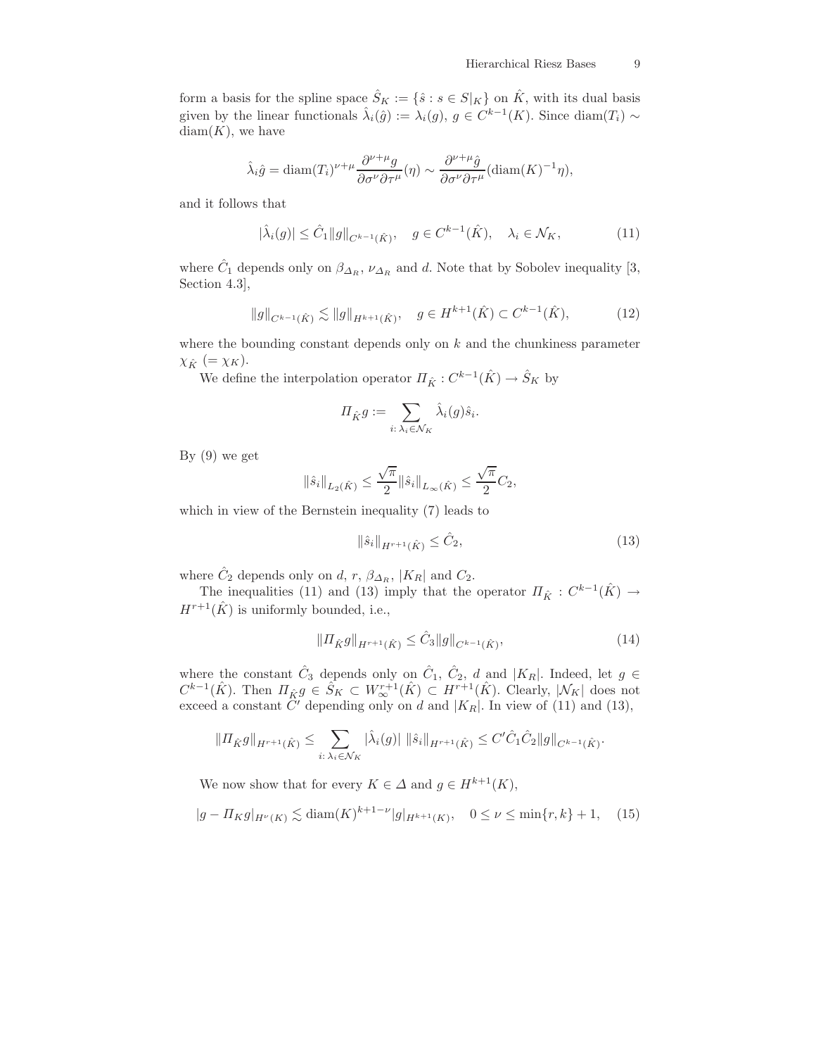form a basis for the spline space $\hat{S}_K := \{\hat{s} : s \in S|_K\}$ on $\hat{K}$, with its dual basis given by the linear functionals $\hat{\lambda}_i(\hat{g}) := \lambda_i(g)$, $g \in C^{k-1}(K)$. Since $\mathrm{diam}(T_i) \sim \mathrm{diam}(K)$, we have

$$\hat{\lambda}_i \hat{g} = \mathrm{diam}(T_i)^{\nu+\mu} \frac{\partial^{\nu+\mu} g}{\partial \sigma^\nu \partial \tau^\mu}(\eta) \sim \frac{\partial^{\nu+\mu} \hat{g}}{\partial \sigma^\nu \partial \tau^\mu}(\mathrm{diam}(K)^{-1}\eta),$$

and it follows that

$$|\hat{\lambda}_i(g)| \leq \hat{C}_1 \|g\|_{C^{k-1}(\hat{K})}, \quad g \in C^{k-1}(\hat{K}), \quad \lambda_i \in \mathcal{N}_K, \tag{11}$$

where $\hat{C}_1$ depends only on $\beta_{\Delta_R}$, $\nu_{\Delta_R}$ and $d$. Note that by Sobolev inequality [3, Section 4.3],

$$\|g\|_{C^{k-1}(\hat{K})} \lesssim \|g\|_{H^{k+1}(\hat{K})}, \quad g \in H^{k+1}(\hat{K}) \subset C^{k-1}(\hat{K}), \tag{12}$$

where the bounding constant depends only on $k$ and the chunkiness parameter $\chi_{\hat{K}}$ $(= \chi_K)$.

We define the interpolation operator $\Pi_{\hat{K}} : C^{k-1}(\hat{K}) \to \hat{S}_K$ by

$$\Pi_{\hat{K}} g := \sum_{i:\, \lambda_i \in \mathcal{N}_K} \hat{\lambda}_i(g) \hat{s}_i.$$

By (9) we get

$$\|\hat{s}_i\|_{L_2(\hat{K})} \leq \frac{\sqrt{\pi}}{2} \|\hat{s}_i\|_{L_\infty(\hat{K})} \leq \frac{\sqrt{\pi}}{2} C_2,$$

which in view of the Bernstein inequality (7) leads to

$$\|\hat{s}_i\|_{H^{r+1}(\hat{K})} \leq \hat{C}_2, \tag{13}$$

where $\hat{C}_2$ depends only on $d$, $r$, $\beta_{\Delta_R}$, $|K_R|$ and $C_2$.

The inequalities (11) and (13) imply that the operator $\Pi_{\hat{K}} : C^{k-1}(\hat{K}) \to H^{r+1}(\hat{K})$ is uniformly bounded, i.e.,

$$\|\Pi_{\hat{K}} g\|_{H^{r+1}(\hat{K})} \leq \hat{C}_3 \|g\|_{C^{k-1}(\hat{K})}, \tag{14}$$

where the constant $\hat{C}_3$ depends only on $\hat{C}_1$, $\hat{C}_2$, $d$ and $|K_R|$. Indeed, let $g \in C^{k-1}(\hat{K})$. Then $\Pi_{\hat{K}} g \in \hat{S}_K \subset W^{r+1}_\infty(\hat{K}) \subset H^{r+1}(\hat{K})$. Clearly, $|\mathcal{N}_K|$ does not exceed a constant $C'$ depending only on $d$ and $|K_R|$. In view of (11) and (13),

$$\|\Pi_{\hat{K}} g\|_{H^{r+1}(\hat{K})} \leq \sum_{i:\, \lambda_i \in \mathcal{N}_K} |\hat{\lambda}_i(g)| \; \|\hat{s}_i\|_{H^{r+1}(\hat{K})} \leq C' \hat{C}_1 \hat{C}_2 \|g\|_{C^{k-1}(\hat{K})}.$$

We now show that for every $K \in \Delta$ and $g \in H^{k+1}(K)$,

$$|g - \Pi_K g|_{H^\nu(K)} \lesssim \mathrm{diam}(K)^{k+1-\nu} |g|_{H^{k+1}(K)}, \quad 0 \leq \nu \leq \min\{r,k\} + 1, \tag{15}$$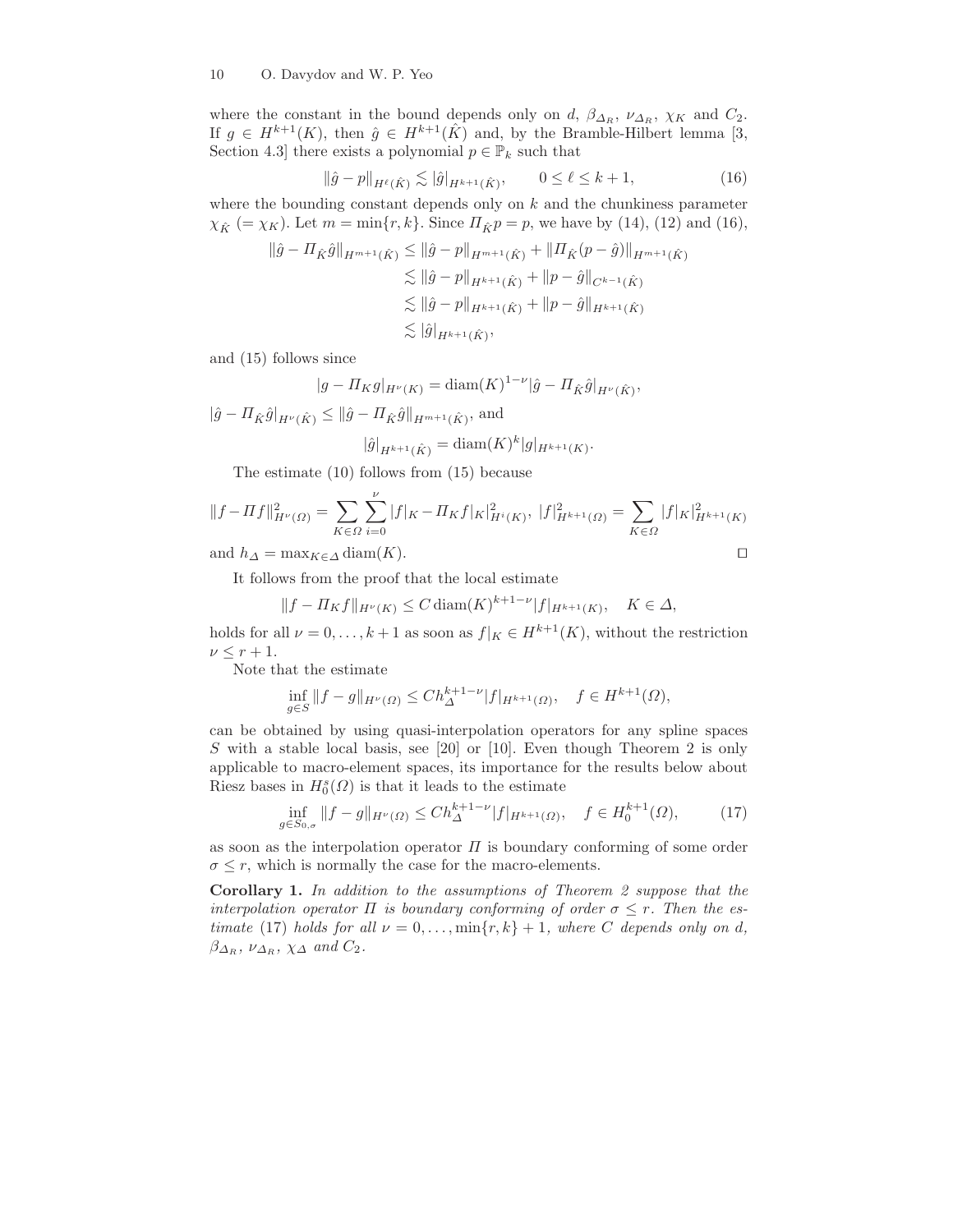where the constant in the bound depends only on $d$, $\beta_{\Delta_R}$, $\nu_{\Delta_R}$, $\chi_K$ and $C_2$. If $g \in H^{k+1}(K)$, then $\hat{g} \in H^{k+1}(\hat{K})$ and, by the Bramble-Hilbert lemma [3, Section 4.3] there exists a polynomial $p \in \mathbb{P}_k$ such that

$$\|\hat{g} - p\|_{H^\ell(\hat{K})} \lesssim |\hat{g}|_{H^{k+1}(\hat{K})}, \qquad 0 \le \ell \le k+1, \tag{16}$$

where the bounding constant depends only on $k$ and the chunkiness parameter $\chi_{\hat{K}}$ $(= \chi_K)$. Let $m = \min\{r, k\}$. Since $\Pi_{\hat{K}} p = p$, we have by (14), (12) and (16),

$$\begin{aligned}
\|\hat{g} - \Pi_{\hat{K}}\hat{g}\|_{H^{m+1}(\hat{K})} &\le \|\hat{g} - p\|_{H^{m+1}(\hat{K})} + \|\Pi_{\hat{K}}(p - \hat{g})\|_{H^{m+1}(\hat{K})} \\
&\lesssim \|\hat{g} - p\|_{H^{k+1}(\hat{K})} + \|p - \hat{g}\|_{C^{k-1}(\hat{K})} \\
&\lesssim \|\hat{g} - p\|_{H^{k+1}(\hat{K})} + \|p - \hat{g}\|_{H^{k+1}(\hat{K})} \\
&\lesssim |\hat{g}|_{H^{k+1}(\hat{K})},
\end{aligned}$$

and (15) follows since

$$|g - \Pi_K g|_{H^\nu(K)} = \operatorname{diam}(K)^{1-\nu} |\hat{g} - \Pi_{\hat{K}}\hat{g}|_{H^\nu(\hat{K})},$$

$|\hat{g} - \Pi_{\hat{K}}\hat{g}|_{H^\nu(\hat{K})} \le \|\hat{g} - \Pi_{\hat{K}}\hat{g}\|_{H^{m+1}(\hat{K})}$, and

$$|\hat{g}|_{H^{k+1}(\hat{K})} = \operatorname{diam}(K)^k |g|_{H^{k+1}(K)}.$$

The estimate (10) follows from (15) because

$$\|f - \Pi f\|^2_{H^\nu(\Omega)} = \sum_{K \in \Omega} \sum_{i=0}^{\nu} |f|_K - \Pi_K f|_K|^2_{H^i(K)}, \; |f|^2_{H^{k+1}(\Omega)} = \sum_{K \in \Omega} |f|_K|^2_{H^{k+1}(K)}$$

and $h_\Delta = \max_{K \in \Delta} \operatorname{diam}(K)$. $\square$

It follows from the proof that the local estimate

$$\|f - \Pi_K f\|_{H^\nu(K)} \le C \operatorname{diam}(K)^{k+1-\nu} |f|_{H^{k+1}(K)}, \quad K \in \Delta,$$

holds for all $\nu = 0, \ldots, k+1$ as soon as $f|_K \in H^{k+1}(K)$, without the restriction $\nu \le r+1$.

Note that the estimate

$$\inf_{g \in S} \|f - g\|_{H^\nu(\Omega)} \le C h_\Delta^{k+1-\nu} |f|_{H^{k+1}(\Omega)}, \quad f \in H^{k+1}(\Omega),$$

can be obtained by using quasi-interpolation operators for any spline spaces $S$ with a stable local basis, see [20] or [10]. Even though Theorem 2 is only applicable to macro-element spaces, its importance for the results below about Riesz bases in $H_0^s(\Omega)$ is that it leads to the estimate

$$\inf_{g \in S_{0,\sigma}} \|f - g\|_{H^\nu(\Omega)} \le C h_\Delta^{k+1-\nu} |f|_{H^{k+1}(\Omega)}, \quad f \in H_0^{k+1}(\Omega), \tag{17}$$

as soon as the interpolation operator $\Pi$ is boundary conforming of some order $\sigma \le r$, which is normally the case for the macro-elements.

**Corollary 1.** *In addition to the assumptions of Theorem 2 suppose that the interpolation operator $\Pi$ is boundary conforming of order $\sigma \le r$. Then the estimate* (17) *holds for all $\nu = 0, \ldots, \min\{r, k\} + 1$, where $C$ depends only on $d$, $\beta_{\Delta_R}$, $\nu_{\Delta_R}$, $\chi_\Delta$ and $C_2$.*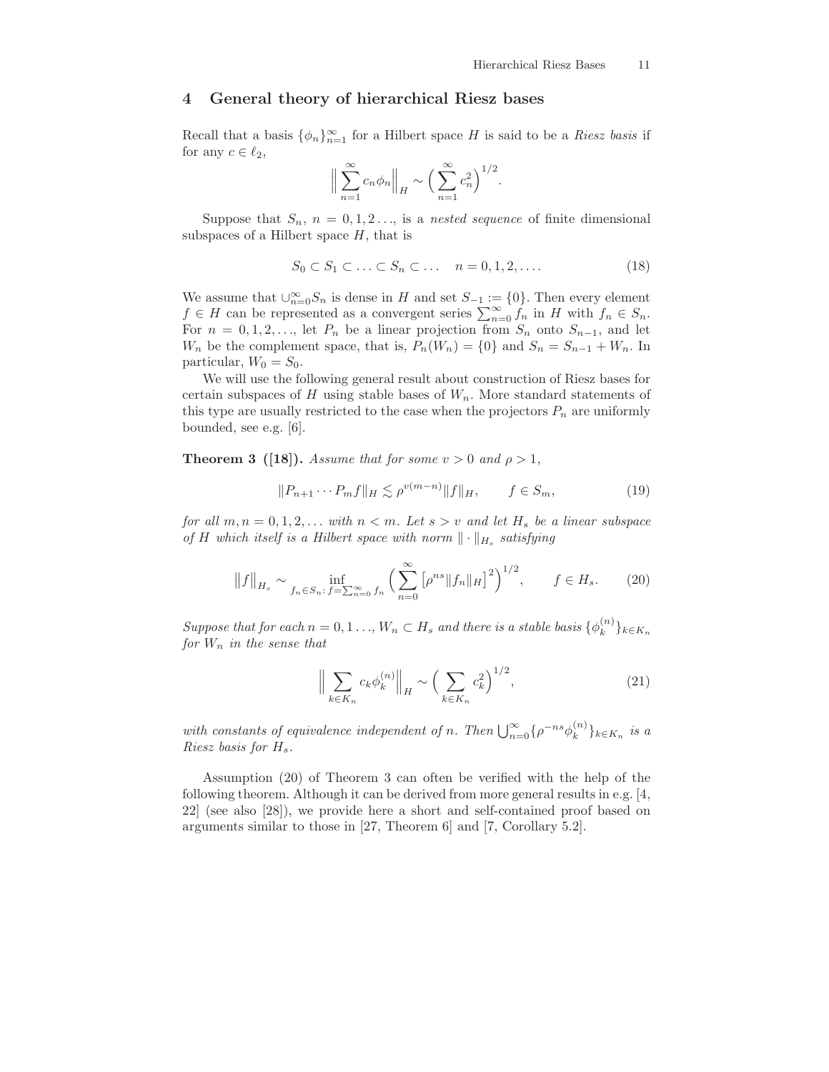## 4 General theory of hierarchical Riesz bases

Recall that a basis $\{\phi_n\}_{n=1}^\infty$ for a Hilbert space $H$ is said to be a *Riesz basis* if for any $c \in \ell_2$,

$$\Big\| \sum_{n=1}^\infty c_n \phi_n \Big\|_H \sim \Big( \sum_{n=1}^\infty c_n^2 \Big)^{1/2}.$$

Suppose that $S_n$, $n = 0, 1, 2 \ldots$, is a *nested sequence* of finite dimensional subspaces of a Hilbert space $H$, that is

$$S_0 \subset S_1 \subset \ldots \subset S_n \subset \ldots \quad n = 0, 1, 2, \ldots. \tag{18}$$

We assume that $\cup_{n=0}^\infty S_n$ is dense in $H$ and set $S_{-1} := \{0\}$. Then every element $f \in H$ can be represented as a convergent series $\sum_{n=0}^\infty f_n$ in $H$ with $f_n \in S_n$. For $n = 0, 1, 2, \ldots$, let $P_n$ be a linear projection from $S_n$ onto $S_{n-1}$, and let $W_n$ be the complement space, that is, $P_n(W_n) = \{0\}$ and $S_n = S_{n-1} + W_n$. In particular, $W_0 = S_0$.

We will use the following general result about construction of Riesz bases for certain subspaces of $H$ using stable bases of $W_n$. More standard statements of this type are usually restricted to the case when the projectors $P_n$ are uniformly bounded, see e.g. [6].

**Theorem 3 ([18]).** *Assume that for some $v > 0$ and $\rho > 1$,*

$$\|P_{n+1} \cdots P_m f\|_H \lesssim \rho^{v(m-n)} \|f\|_H, \qquad f \in S_m, \tag{19}$$

*for all $m, n = 0, 1, 2, \ldots$ with $n < m$. Let $s > v$ and let $H_s$ be a linear subspace of $H$ which itself is a Hilbert space with norm $\| \cdot \|_{H_s}$ satisfying*

$$\big\|f\big\|_{H_s} \sim \inf_{f_n \in S_n :\, f = \sum_{n=0}^\infty f_n} \Big( \sum_{n=0}^\infty \big[\rho^{ns} \|f_n\|_H\big]^2 \Big)^{1/2}, \qquad f \in H_s. \tag{20}$$

*Suppose that for each $n = 0, 1 \ldots$, $W_n \subset H_s$ and there is a stable basis $\{\phi_k^{(n)}\}_{k \in K_n}$ for $W_n$ in the sense that*

$$\Big\| \sum_{k \in K_n} c_k \phi_k^{(n)} \Big\|_H \sim \Big( \sum_{k \in K_n} c_k^2 \Big)^{1/2}, \tag{21}$$

*with constants of equivalence independent of $n$. Then $\bigcup_{n=0}^\infty \{\rho^{-ns} \phi_k^{(n)}\}_{k \in K_n}$ is a Riesz basis for $H_s$.*

Assumption (20) of Theorem 3 can often be verified with the help of the following theorem. Although it can be derived from more general results in e.g. [4, 22] (see also [28]), we provide here a short and self-contained proof based on arguments similar to those in [27, Theorem 6] and [7, Corollary 5.2].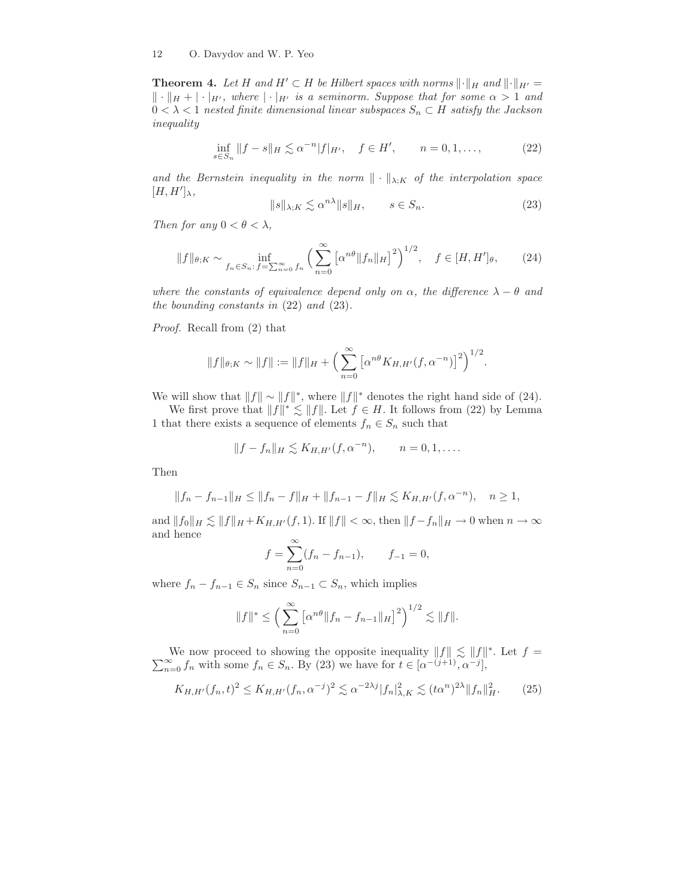**Theorem 4.** *Let $H$ and $H' \subset H$ be Hilbert spaces with norms $\|\cdot\|_H$ and $\|\cdot\|_{H'} = \|\cdot\|_H + |\cdot|_{H'}$, where $|\cdot|_{H'}$ is a seminorm. Suppose that for some $\alpha > 1$ and $0 < \lambda < 1$ nested finite dimensional linear subspaces $S_n \subset H$ satisfy the Jackson inequality*

$$\inf_{s \in S_n} \|f - s\|_H \lesssim \alpha^{-n} |f|_{H'}, \quad f \in H', \qquad n = 0, 1, \ldots, \tag{22}$$

*and the Bernstein inequality in the norm $\|\cdot\|_{\lambda;K}$ of the interpolation space $[H, H']_\lambda$,*

$$\|s\|_{\lambda;K} \lesssim \alpha^{n\lambda} \|s\|_H, \qquad s \in S_n. \tag{23}$$

*Then for any $0 < \theta < \lambda$,*

$$\|f\|_{\theta;K} \sim \inf_{f_n \in S_n:\, f = \sum_{n=0}^\infty f_n} \Big( \sum_{n=0}^\infty \big[\alpha^{n\theta} \|f_n\|_H\big]^2 \Big)^{1/2}, \quad f \in [H, H']_\theta, \tag{24}$$

*where the constants of equivalence depend only on $\alpha$, the difference $\lambda - \theta$ and the bounding constants in* (22) *and* (23).

*Proof.* Recall from (2) that

$$\|f\|_{\theta;K} \sim \|f\| := \|f\|_H + \Big( \sum_{n=0}^\infty \big[\alpha^{n\theta} K_{H,H'}(f, \alpha^{-n})\big]^2 \Big)^{1/2}.$$

We will show that $\|f\| \sim \|f\|^*$, where $\|f\|^*$ denotes the right hand side of (24).

We first prove that $\|f\|^* \lesssim \|f\|$. Let $f \in H$. It follows from (22) by Lemma 1 that there exists a sequence of elements $f_n \in S_n$ such that

$$\|f - f_n\|_H \lesssim K_{H,H'}(f, \alpha^{-n}), \qquad n = 0, 1, \ldots.$$

Then

$$\|f_n - f_{n-1}\|_H \le \|f_n - f\|_H + \|f_{n-1} - f\|_H \lesssim K_{H,H'}(f, \alpha^{-n}), \quad n \ge 1,$$

and $\|f_0\|_H \lesssim \|f\|_H + K_{H,H'}(f, 1)$. If $\|f\| < \infty$, then $\|f - f_n\|_H \to 0$ when $n \to \infty$ and hence

$$f = \sum_{n=0}^\infty (f_n - f_{n-1}), \qquad f_{-1} = 0,$$

where $f_n - f_{n-1} \in S_n$ since $S_{n-1} \subset S_n$, which implies

$$\|f\|^* \le \Big( \sum_{n=0}^\infty \big[\alpha^{n\theta} \|f_n - f_{n-1}\|_H\big]^2 \Big)^{1/2} \lesssim \|f\|.$$

We now proceed to showing the opposite inequality $\|f\| \lesssim \|f\|^*$. Let $f = \sum_{n=0}^\infty f_n$ with some $f_n \in S_n$. By (23) we have for $t \in [\alpha^{-(j+1)}, \alpha^{-j}]$,

$$K_{H,H'}(f_n, t)^2 \le K_{H,H'}(f_n, \alpha^{-j})^2 \lesssim \alpha^{-2\lambda j} |f_n|^2_{\lambda,K} \lesssim (t\alpha^n)^{2\lambda} \|f_n\|^2_H. \tag{25}$$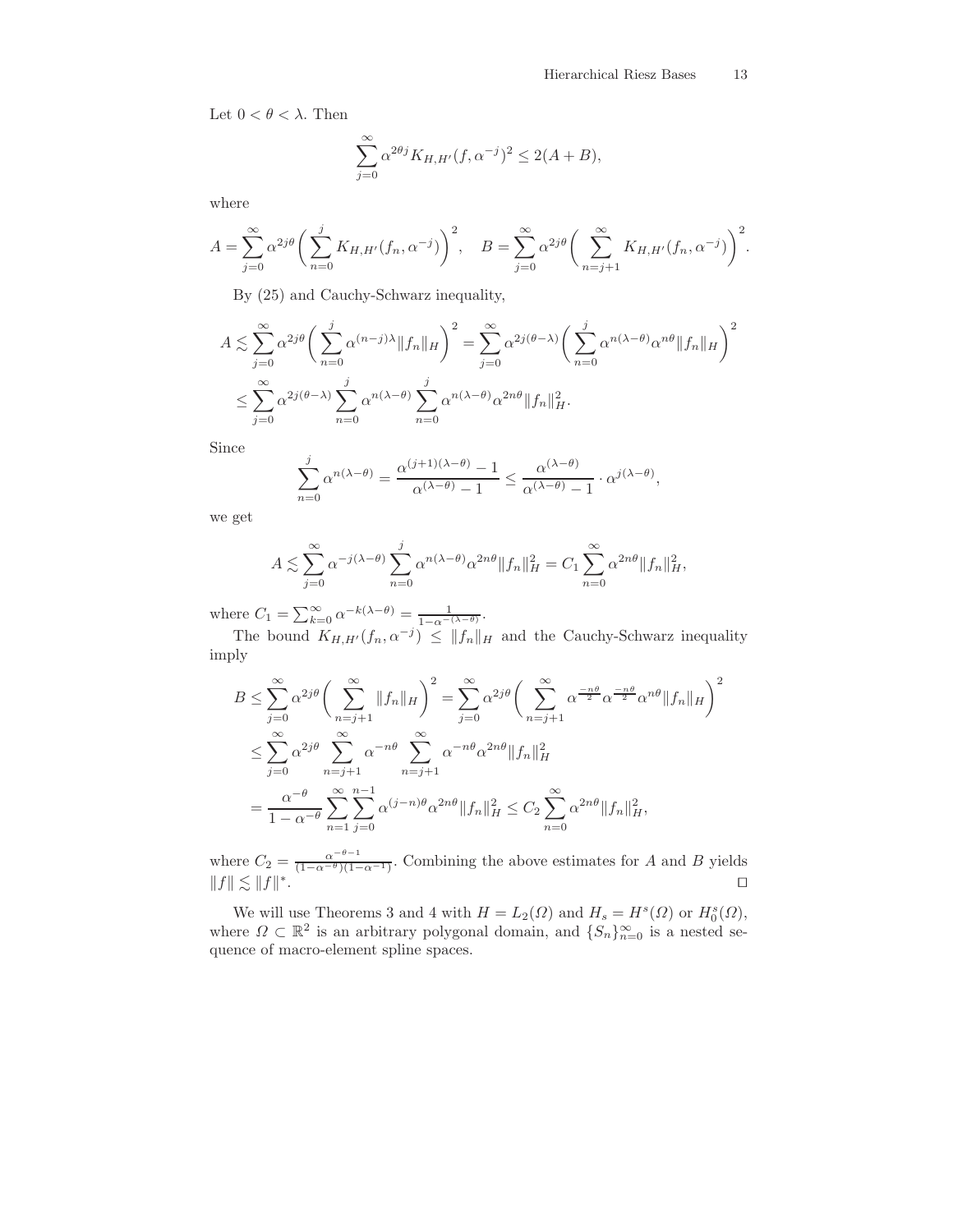Let $0 < \theta < \lambda$. Then

$$\sum_{j=0}^{\infty} \alpha^{2\theta j} K_{H,H'}(f, \alpha^{-j})^2 \leq 2(A + B),$$

where

$$A = \sum_{j=0}^{\infty} \alpha^{2j\theta} \bigg( \sum_{n=0}^{j} K_{H,H'}(f_n, \alpha^{-j}) \bigg)^2, \quad B = \sum_{j=0}^{\infty} \alpha^{2j\theta} \bigg( \sum_{n=j+1}^{\infty} K_{H,H'}(f_n, \alpha^{-j}) \bigg)^2.$$

By (25) and Cauchy-Schwarz inequality,

$$\begin{aligned} A &\lesssim \sum_{j=0}^{\infty} \alpha^{2j\theta} \bigg( \sum_{n=0}^{j} \alpha^{(n-j)\lambda} \|f_n\|_H \bigg)^2 = \sum_{j=0}^{\infty} \alpha^{2j(\theta-\lambda)} \bigg( \sum_{n=0}^{j} \alpha^{n(\lambda-\theta)} \alpha^{n\theta} \|f_n\|_H \bigg)^2 \\ &\leq \sum_{j=0}^{\infty} \alpha^{2j(\theta-\lambda)} \sum_{n=0}^{j} \alpha^{n(\lambda-\theta)} \sum_{n=0}^{j} \alpha^{n(\lambda-\theta)} \alpha^{2n\theta} \|f_n\|_H^2. \end{aligned}$$

Since

$$\sum_{n=0}^{j} \alpha^{n(\lambda-\theta)} = \frac{\alpha^{(j+1)(\lambda-\theta)} - 1}{\alpha^{(\lambda-\theta)} - 1} \leq \frac{\alpha^{(\lambda-\theta)}}{\alpha^{(\lambda-\theta)} - 1} \cdot \alpha^{j(\lambda-\theta)},$$

we get

$$A \lesssim \sum_{j=0}^{\infty} \alpha^{-j(\lambda-\theta)} \sum_{n=0}^{j} \alpha^{n(\lambda-\theta)} \alpha^{2n\theta} \|f_n\|_H^2 = C_1 \sum_{n=0}^{\infty} \alpha^{2n\theta} \|f_n\|_H^2,$$

where $C_1 = \sum_{k=0}^{\infty} \alpha^{-k(\lambda-\theta)} = \frac{1}{1-\alpha^{-(\lambda-\theta)}}$.

The bound $K_{H,H'}(f_n, \alpha^{-j}) \leq \|f_n\|_H$ and the Cauchy-Schwarz inequality imply

$$\begin{aligned} B &\leq \sum_{j=0}^{\infty} \alpha^{2j\theta} \bigg( \sum_{n=j+1}^{\infty} \|f_n\|_H \bigg)^2 = \sum_{j=0}^{\infty} \alpha^{2j\theta} \bigg( \sum_{n=j+1}^{\infty} \alpha^{\frac{-n\theta}{2}} \alpha^{\frac{-n\theta}{2}} \alpha^{n\theta} \|f_n\|_H \bigg)^2 \\ &\leq \sum_{j=0}^{\infty} \alpha^{2j\theta} \sum_{n=j+1}^{\infty} \alpha^{-n\theta} \sum_{n=j+1}^{\infty} \alpha^{-n\theta} \alpha^{2n\theta} \|f_n\|_H^2 \\ &= \frac{\alpha^{-\theta}}{1-\alpha^{-\theta}} \sum_{n=1}^{\infty} \sum_{j=0}^{n-1} \alpha^{(j-n)\theta} \alpha^{2n\theta} \|f_n\|_H^2 \leq C_2 \sum_{n=0}^{\infty} \alpha^{2n\theta} \|f_n\|_H^2, \end{aligned}$$

where $C_2 = \frac{\alpha^{-\theta-1}}{(1-\alpha^{-\theta})(1-\alpha^{-1})}$. Combining the above estimates for $A$ and $B$ yields $\|f\| \lesssim \|f\|^*$. □

We will use Theorems 3 and 4 with $H = L_2(\Omega)$ and $H_s = H^s(\Omega)$ or $H_0^s(\Omega)$, where $\Omega \subset \mathbb{R}^2$ is an arbitrary polygonal domain, and $\{S_n\}_{n=0}^{\infty}$ is a nested sequence of macro-element spline spaces.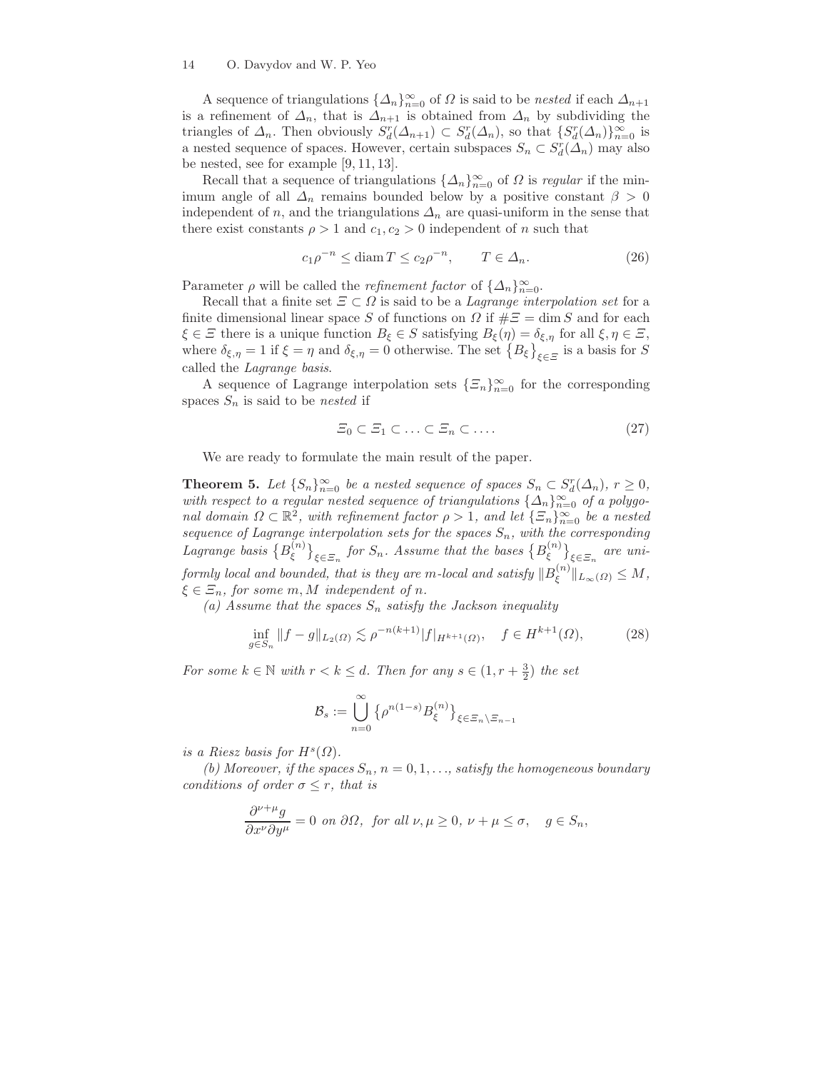A sequence of triangulations $\{\Delta_n\}_{n=0}^{\infty}$ of $\Omega$ is said to be *nested* if each $\Delta_{n+1}$ is a refinement of $\Delta_n$, that is $\Delta_{n+1}$ is obtained from $\Delta_n$ by subdividing the triangles of $\Delta_n$. Then obviously $S_d^r(\Delta_{n+1}) \subset S_d^r(\Delta_n)$, so that $\{S_d^r(\Delta_n)\}_{n=0}^{\infty}$ is a nested sequence of spaces. However, certain subspaces $S_n \subset S_d^r(\Delta_n)$ may also be nested, see for example [9, 11, 13].

Recall that a sequence of triangulations $\{\Delta_n\}_{n=0}^{\infty}$ of $\Omega$ is *regular* if the minimum angle of all $\Delta_n$ remains bounded below by a positive constant $\beta > 0$ independent of $n$, and the triangulations $\Delta_n$ are quasi-uniform in the sense that there exist constants $\rho > 1$ and $c_1, c_2 > 0$ independent of $n$ such that

$$c_1 \rho^{-n} \leq \operatorname{diam} T \leq c_2 \rho^{-n}, \qquad T \in \Delta_n. \tag{26}$$

Parameter $\rho$ will be called the *refinement factor* of $\{\Delta_n\}_{n=0}^{\infty}$.

Recall that a finite set $\Xi \subset \Omega$ is said to be a *Lagrange interpolation set* for a finite dimensional linear space $S$ of functions on $\Omega$ if $\#\Xi = \dim S$ and for each $\xi \in \Xi$ there is a unique function $B_\xi \in S$ satisfying $B_\xi(\eta) = \delta_{\xi,\eta}$ for all $\xi, \eta \in \Xi$, where $\delta_{\xi,\eta} = 1$ if $\xi = \eta$ and $\delta_{\xi,\eta} = 0$ otherwise. The set $\{B_\xi\}_{\xi \in \Xi}$ is a basis for $S$ called the *Lagrange basis*.

A sequence of Lagrange interpolation sets $\{\Xi_n\}_{n=0}^{\infty}$ for the corresponding spaces $S_n$ is said to be *nested* if

$$\Xi_0 \subset \Xi_1 \subset \ldots \subset \Xi_n \subset \ldots. \tag{27}$$

We are ready to formulate the main result of the paper.

**Theorem 5.** *Let $\{S_n\}_{n=0}^{\infty}$ be a nested sequence of spaces $S_n \subset S_d^r(\Delta_n)$, $r \geq 0$, with respect to a regular nested sequence of triangulations $\{\Delta_n\}_{n=0}^{\infty}$ of a polygonal domain $\Omega \subset \mathbb{R}^2$, with refinement factor $\rho > 1$, and let $\{\Xi_n\}_{n=0}^{\infty}$ be a nested sequence of Lagrange interpolation sets for the spaces $S_n$, with the corresponding Lagrange basis $\{B_\xi^{(n)}\}_{\xi \in \Xi_n}$ for $S_n$. Assume that the bases $\{B_\xi^{(n)}\}_{\xi \in \Xi_n}$ are uniformly local and bounded, that is they are $m$-local and satisfy $\|B_\xi^{(n)}\|_{L_\infty(\Omega)} \leq M$, $\xi \in \Xi_n$, for some $m, M$ independent of $n$.*

*(a) Assume that the spaces $S_n$ satisfy the Jackson inequality*

$$\inf_{g \in S_n} \|f - g\|_{L_2(\Omega)} \lesssim \rho^{-n(k+1)} |f|_{H^{k+1}(\Omega)}, \quad f \in H^{k+1}(\Omega), \tag{28}$$

*For some $k \in \mathbb{N}$ with $r < k \leq d$. Then for any $s \in (1, r + \frac{3}{2})$ the set*

$$\mathcal{B}_s := \bigcup_{n=0}^{\infty} \{\rho^{n(1-s)} B_\xi^{(n)}\}_{\xi \in \Xi_n \setminus \Xi_{n-1}}$$

*is a Riesz basis for $H^s(\Omega)$.*

*(b) Moreover, if the spaces $S_n$, $n = 0, 1, \ldots$, satisfy the homogeneous boundary conditions of order $\sigma \leq r$, that is*

$$\frac{\partial^{\nu+\mu} g}{\partial x^\nu \partial y^\mu} = 0 \text{ on } \partial\Omega, \text{ for all } \nu, \mu \geq 0,\ \nu + \mu \leq \sigma, \quad g \in S_n,$$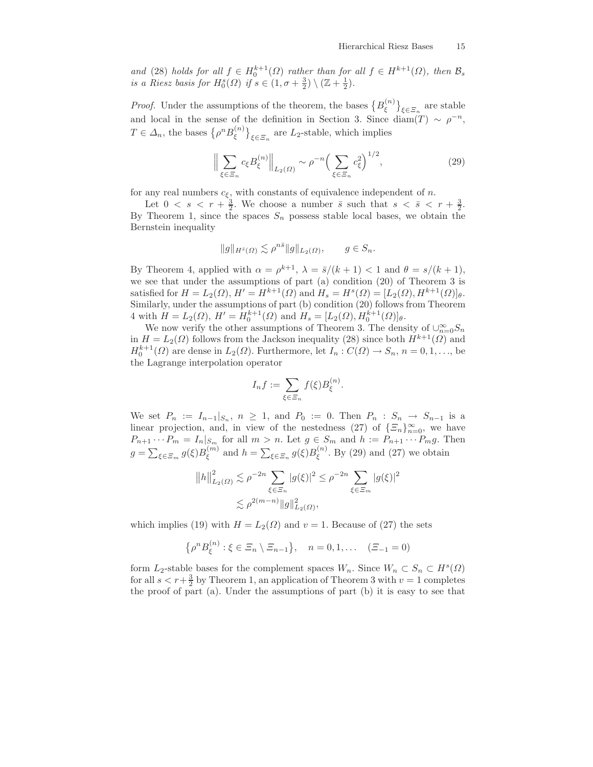*and* (28) *holds for all* $f \in H_0^{k+1}(\Omega)$ *rather than for all* $f \in H^{k+1}(\Omega)$*, then* $\mathcal{B}_s$ *is a Riesz basis for* $H_0^s(\Omega)$ *if* $s \in (1, \sigma + \frac{3}{2}) \setminus (\mathbb{Z} + \frac{1}{2})$.

*Proof.* Under the assumptions of the theorem, the bases $\{B_\xi^{(n)}\}_{\xi \in \Xi_n}$ are stable and local in the sense of the definition in Section 3. Since $\operatorname{diam}(T) \sim \rho^{-n}$, $T \in \Delta_n$, the bases $\{\rho^n B_\xi^{(n)}\}_{\xi \in \Xi_n}$ are $L_2$-stable, which implies

$$\Big\| \sum_{\xi \in \Xi_n} c_\xi B_\xi^{(n)} \Big\|_{L_2(\Omega)} \sim \rho^{-n} \Big( \sum_{\xi \in \Xi_n} c_\xi^2 \Big)^{1/2}, \tag{29}$$

for any real numbers $c_\xi$, with constants of equivalence independent of $n$.

Let $0 < s < r + \frac{3}{2}$. We choose a number $\bar{s}$ such that $s < \bar{s} < r + \frac{3}{2}$. By Theorem 1, since the spaces $S_n$ possess stable local bases, we obtain the Bernstein inequality

$$\|g\|_{H^{\bar{s}}(\Omega)} \lesssim \rho^{n\bar{s}} \|g\|_{L_2(\Omega)}, \qquad g \in S_n.$$

By Theorem 4, applied with $\alpha = \rho^{k+1}$, $\lambda = \bar{s}/(k+1) < 1$ and $\theta = s/(k+1)$, we see that under the assumptions of part (a) condition (20) of Theorem 3 is satisfied for $H = L_2(\Omega)$, $H' = H^{k+1}(\Omega)$ and $H_s = H^s(\Omega) = [L_2(\Omega), H^{k+1}(\Omega)]_\theta$. Similarly, under the assumptions of part (b) condition (20) follows from Theorem 4 with $H = L_2(\Omega)$, $H' = H_0^{k+1}(\Omega)$ and $H_s = [L_2(\Omega), H_0^{k+1}(\Omega)]_\theta$.

We now verify the other assumptions of Theorem 3. The density of $\cup_{n=0}^\infty S_n$ in $H = L_2(\Omega)$ follows from the Jackson inequality (28) since both $H^{k+1}(\Omega)$ and $H_0^{k+1}(\Omega)$ are dense in $L_2(\Omega)$. Furthermore, let $I_n : C(\Omega) \to S_n$, $n = 0, 1, \ldots$, be the Lagrange interpolation operator

$$I_n f := \sum_{\xi \in \Xi_n} f(\xi) B_\xi^{(n)}.$$

We set $P_n := I_{n-1}|_{S_n}$, $n \geq 1$, and $P_0 := 0$. Then $P_n : S_n \to S_{n-1}$ is a linear projection, and, in view of the nestedness (27) of $\{\Xi_n\}_{n=0}^\infty$, we have $P_{n+1} \cdots P_m = I_n|_{S_m}$ for all $m > n$. Let $g \in S_m$ and $h := P_{n+1} \cdots P_m g$. Then $g = \sum_{\xi \in \Xi_m} g(\xi) B_\xi^{(m)}$ and $h = \sum_{\xi \in \Xi_n} g(\xi) B_\xi^{(n)}$. By (29) and (27) we obtain

$$\begin{aligned} \|h\|_{L_2(\Omega)}^2 &\lesssim \rho^{-2n} \sum_{\xi \in \Xi_n} |g(\xi)|^2 \leq \rho^{-2n} \sum_{\xi \in \Xi_m} |g(\xi)|^2 \\ &\lesssim \rho^{2(m-n)} \|g\|_{L_2(\Omega)}^2, \end{aligned}$$

which implies (19) with $H = L_2(\Omega)$ and $v = 1$. Because of (27) the sets

$$\{\rho^n B_\xi^{(n)} : \xi \in \Xi_n \setminus \Xi_{n-1}\}, \quad n = 0, 1, \ldots \quad (\Xi_{-1} = 0)$$

form $L_2$-stable bases for the complement spaces $W_n$. Since $W_n \subset S_n \subset H^s(\Omega)$ for all $s < r + \frac{3}{2}$ by Theorem 1, an application of Theorem 3 with $v = 1$ completes the proof of part (a). Under the assumptions of part (b) it is easy to see that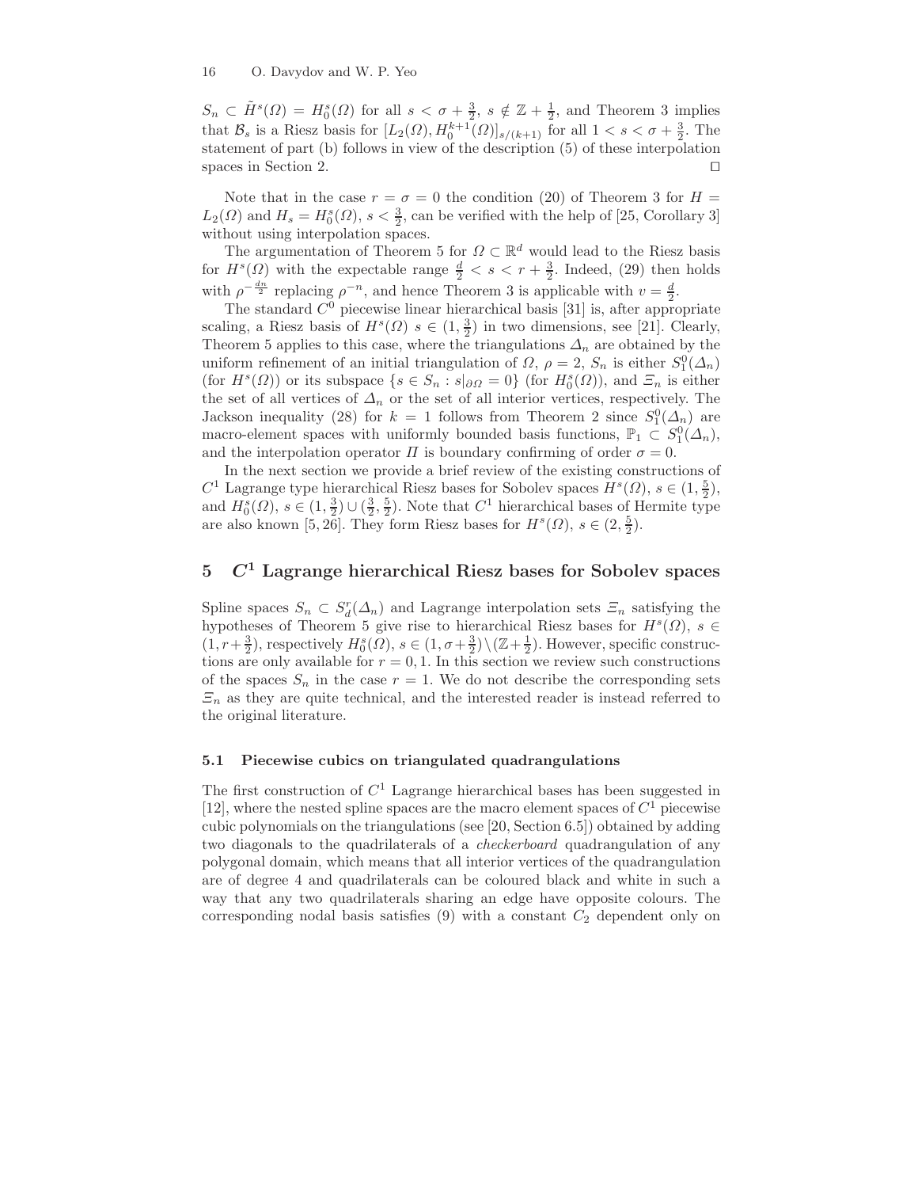$S_n \subset \tilde{H}^s(\Omega) = H_0^s(\Omega)$ for all $s < \sigma + \frac{3}{2}$, $s \notin \mathbb{Z} + \frac{1}{2}$, and Theorem 3 implies that $\mathcal{B}_s$ is a Riesz basis for $[L_2(\Omega), H_0^{k+1}(\Omega)]_{s/(k+1)}$ for all $1 < s < \sigma + \frac{3}{2}$. The statement of part (b) follows in view of the description (5) of these interpolation spaces in Section 2. $\square$

Note that in the case $r = \sigma = 0$ the condition (20) of Theorem 3 for $H = L_2(\Omega)$ and $H_s = H_0^s(\Omega)$, $s < \frac{3}{2}$, can be verified with the help of [25, Corollary 3] without using interpolation spaces.

The argumentation of Theorem 5 for $\Omega \subset \mathbb{R}^d$ would lead to the Riesz basis for $H^s(\Omega)$ with the expectable range $\frac{d}{2} < s < r + \frac{3}{2}$. Indeed, (29) then holds with $\rho^{-\frac{dn}{2}}$ replacing $\rho^{-n}$, and hence Theorem 3 is applicable with $v = \frac{d}{2}$.

The standard $C^0$ piecewise linear hierarchical basis [31] is, after appropriate scaling, a Riesz basis of $H^s(\Omega)$ $s \in (1, \frac{3}{2})$ in two dimensions, see [21]. Clearly, Theorem 5 applies to this case, where the triangulations $\Delta_n$ are obtained by the uniform refinement of an initial triangulation of $\Omega$, $\rho = 2$, $S_n$ is either $S_1^0(\Delta_n)$ (for $H^s(\Omega)$) or its subspace $\{s \in S_n : s|_{\partial\Omega} = 0\}$ (for $H_0^s(\Omega)$), and $\Xi_n$ is either the set of all vertices of $\Delta_n$ or the set of all interior vertices, respectively. The Jackson inequality (28) for $k = 1$ follows from Theorem 2 since $S_1^0(\Delta_n)$ are macro-element spaces with uniformly bounded basis functions, $\mathbb{P}_1 \subset S_1^0(\Delta_n)$, and the interpolation operator $\Pi$ is boundary confirming of order $\sigma = 0$.

In the next section we provide a brief review of the existing constructions of $C^1$ Lagrange type hierarchical Riesz bases for Sobolev spaces $H^s(\Omega)$, $s \in (1, \frac{5}{2})$, and $H_0^s(\Omega)$, $s \in (1, \frac{3}{2}) \cup (\frac{3}{2}, \frac{5}{2})$. Note that $C^1$ hierarchical bases of Hermite type are also known [5, 26]. They form Riesz bases for $H^s(\Omega)$, $s \in (2, \frac{5}{2})$.

## 5 $C^1$ Lagrange hierarchical Riesz bases for Sobolev spaces

Spline spaces $S_n \subset S_d^r(\Delta_n)$ and Lagrange interpolation sets $\Xi_n$ satisfying the hypotheses of Theorem 5 give rise to hierarchical Riesz bases for $H^s(\Omega)$, $s \in (1, r+\frac{3}{2})$, respectively $H_0^s(\Omega)$, $s \in (1, \sigma+\frac{3}{2}) \setminus (\mathbb{Z}+\frac{1}{2})$. However, specific constructions are only available for $r = 0, 1$. In this section we review such constructions of the spaces $S_n$ in the case $r = 1$. We do not describe the corresponding sets $\Xi_n$ as they are quite technical, and the interested reader is instead referred to the original literature.

### 5.1 Piecewise cubics on triangulated quadrangulations

The first construction of $C^1$ Lagrange hierarchical bases has been suggested in [12], where the nested spline spaces are the macro element spaces of $C^1$ piecewise cubic polynomials on the triangulations (see [20, Section 6.5]) obtained by adding two diagonals to the quadrilaterals of a *checkerboard* quadrangulation of any polygonal domain, which means that all interior vertices of the quadrangulation are of degree 4 and quadrilaterals can be coloured black and white in such a way that any two quadrilaterals sharing an edge have opposite colours. The corresponding nodal basis satisfies (9) with a constant $C_2$ dependent only on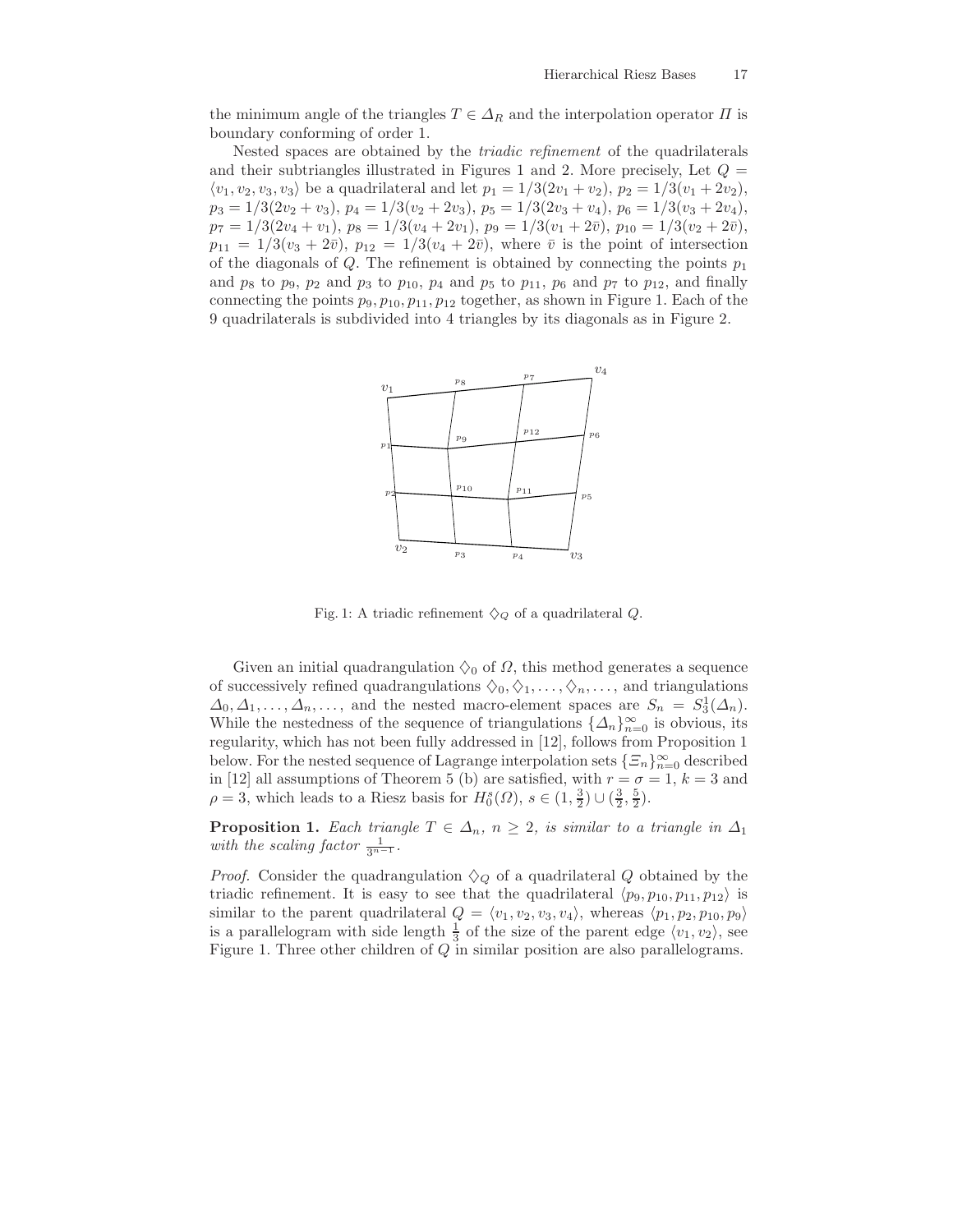the minimum angle of the triangles $T \in \Delta_R$ and the interpolation operator $\Pi$ is boundary conforming of order 1.

Nested spaces are obtained by the *triadic refinement* of the quadrilaterals and their subtriangles illustrated in Figures 1 and 2. More precisely, Let $Q = \langle v_1, v_2, v_3, v_3 \rangle$ be a quadrilateral and let $p_1 = 1/3(2v_1 + v_2)$, $p_2 = 1/3(v_1 + 2v_2)$, $p_3 = 1/3(2v_2 + v_3)$, $p_4 = 1/3(v_2 + 2v_3)$, $p_5 = 1/3(2v_3 + v_4)$, $p_6 = 1/3(v_3 + 2v_4)$, $p_7 = 1/3(2v_4 + v_1)$, $p_8 = 1/3(v_4 + 2v_1)$, $p_9 = 1/3(v_1 + 2\bar{v})$, $p_{10} = 1/3(v_2 + 2\bar{v})$, $p_{11} = 1/3(v_3 + 2\bar{v})$, $p_{12} = 1/3(v_4 + 2\bar{v})$, where $\bar{v}$ is the point of intersection of the diagonals of $Q$. The refinement is obtained by connecting the points $p_1$ and $p_8$ to $p_9$, $p_2$ and $p_3$ to $p_{10}$, $p_4$ and $p_5$ to $p_{11}$, $p_6$ and $p_7$ to $p_{12}$, and finally connecting the points $p_9, p_{10}, p_{11}, p_{12}$ together, as shown in Figure 1. Each of the 9 quadrilaterals is subdivided into 4 triangles by its diagonals as in Figure 2.

Fig. 1: A triadic refinement $\diamondsuit_Q$ of a quadrilateral $Q$.

Given an initial quadrangulation $\diamondsuit_0$ of $\Omega$, this method generates a sequence of successively refined quadrangulations $\diamondsuit_0, \diamondsuit_1, \ldots, \diamondsuit_n, \ldots$, and triangulations $\Delta_0, \Delta_1, \ldots, \Delta_n, \ldots$, and the nested macro-element spaces are $S_n = S_3^1(\Delta_n)$. While the nestedness of the sequence of triangulations $\{\Delta_n\}_{n=0}^{\infty}$ is obvious, its regularity, which has not been fully addressed in [12], follows from Proposition 1 below. For the nested sequence of Lagrange interpolation sets $\{\Xi_n\}_{n=0}^{\infty}$ described in [12] all assumptions of Theorem 5 (b) are satisfied, with $r = \sigma = 1$, $k = 3$ and $\rho = 3$, which leads to a Riesz basis for $H_0^s(\Omega)$, $s \in (1, \frac{3}{2}) \cup (\frac{3}{2}, \frac{5}{2})$.

**Proposition 1.** *Each triangle $T \in \Delta_n$, $n \geq 2$, is similar to a triangle in $\Delta_1$ with the scaling factor $\frac{1}{3^{n-1}}$.*

*Proof.* Consider the quadrangulation $\diamondsuit_Q$ of a quadrilateral $Q$ obtained by the triadic refinement. It is easy to see that the quadrilateral $\langle p_9, p_{10}, p_{11}, p_{12} \rangle$ is similar to the parent quadrilateral $Q = \langle v_1, v_2, v_3, v_4 \rangle$, whereas $\langle p_1, p_2, p_{10}, p_9 \rangle$ is a parallelogram with side length $\frac{1}{3}$ of the size of the parent edge $\langle v_1, v_2 \rangle$, see Figure 1. Three other children of $Q$ in similar position are also parallelograms.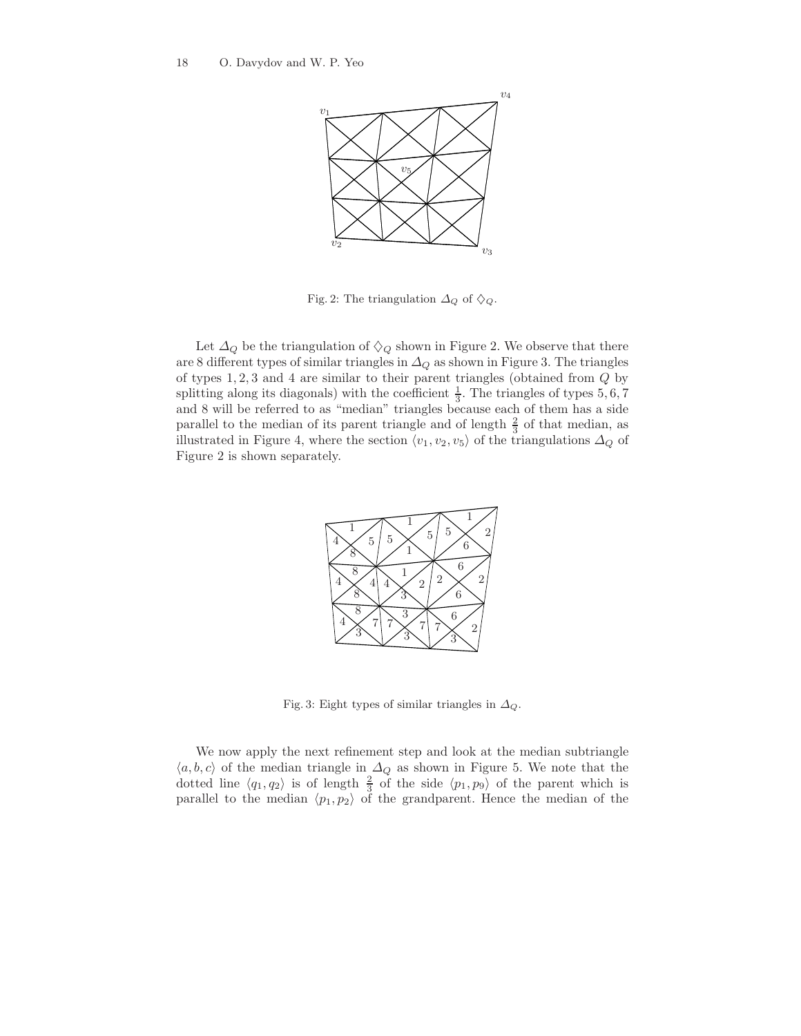Fig. 2: The triangulation $\varDelta_Q$ of $\diamondsuit_Q$.

Let $\varDelta_Q$ be the triangulation of $\diamondsuit_Q$ shown in Figure 2. We observe that there are 8 different types of similar triangles in $\varDelta_Q$ as shown in Figure 3. The triangles of types 1, 2, 3 and 4 are similar to their parent triangles (obtained from $Q$ by splitting along its diagonals) with the coefficient $\frac{1}{3}$. The triangles of types 5, 6, 7 and 8 will be referred to as "median" triangles because each of them has a side parallel to the median of its parent triangle and of length $\frac{2}{3}$ of that median, as illustrated in Figure 4, where the section $\langle v_1, v_2, v_5\rangle$ of the triangulations $\varDelta_Q$ of Figure 2 is shown separately.

Fig. 3: Eight types of similar triangles in $\varDelta_Q$.

We now apply the next refinement step and look at the median subtriangle $\langle a, b, c\rangle$ of the median triangle in $\varDelta_Q$ as shown in Figure 5. We note that the dotted line $\langle q_1, q_2\rangle$ is of length $\frac{2}{3}$ of the side $\langle p_1, p_9\rangle$ of the parent which is parallel to the median $\langle p_1, p_2\rangle$ of the grandparent. Hence the median of the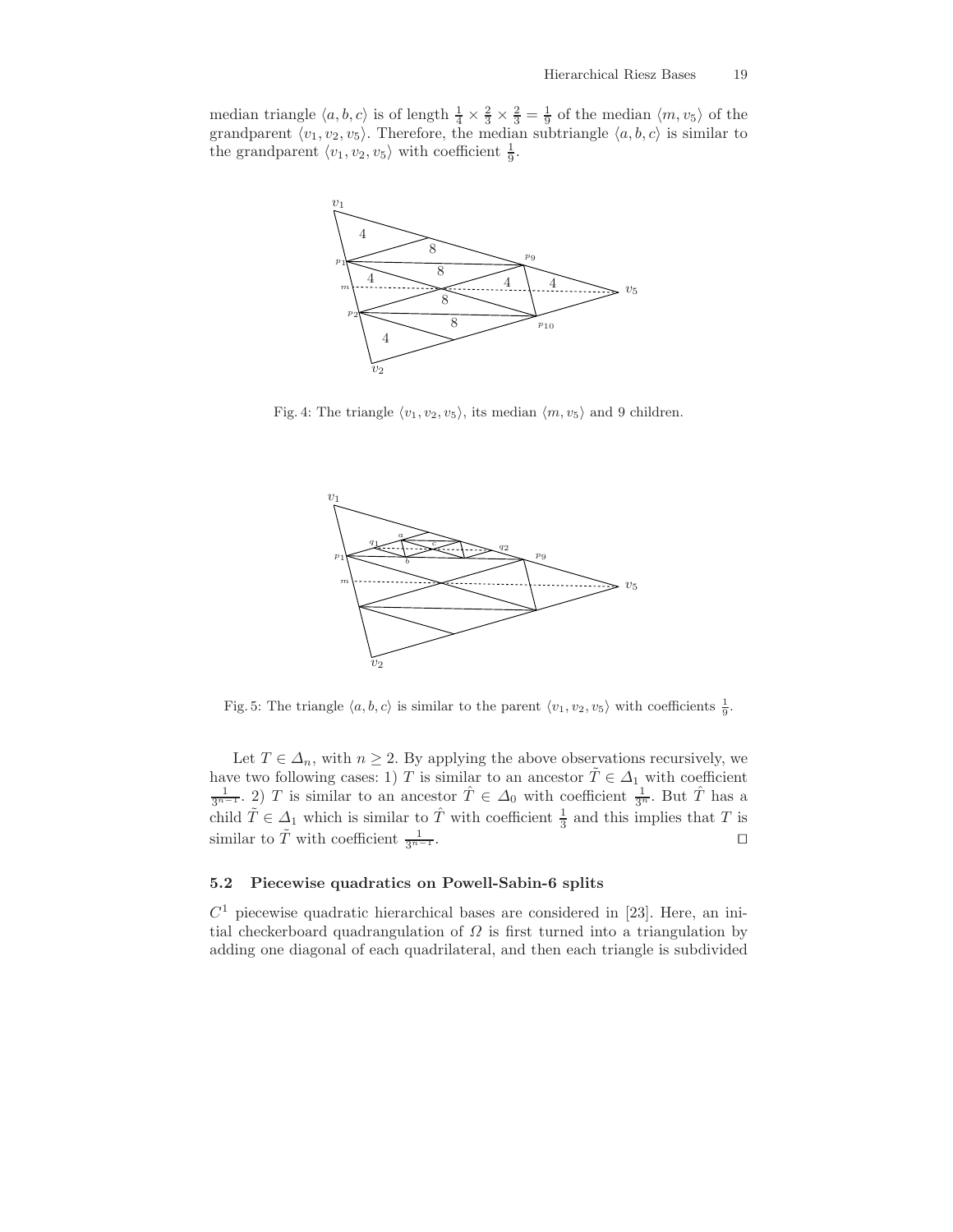median triangle $\langle a, b, c\rangle$ is of length $\frac{1}{4} \times \frac{2}{3} \times \frac{2}{3} = \frac{1}{9}$ of the median $\langle m, v_5\rangle$ of the grandparent $\langle v_1, v_2, v_5\rangle$. Therefore, the median subtriangle $\langle a, b, c\rangle$ is similar to the grandparent $\langle v_1, v_2, v_5\rangle$ with coefficient $\frac{1}{9}$.

Fig. 4: The triangle $\langle v_1, v_2, v_5\rangle$, its median $\langle m, v_5\rangle$ and 9 children.

Fig. 5: The triangle $\langle a, b, c\rangle$ is similar to the parent $\langle v_1, v_2, v_5\rangle$ with coefficients $\frac{1}{9}$.

Let $T \in \Delta_n$, with $n \geq 2$. By applying the above observations recursively, we have two following cases: 1) $T$ is similar to an ancestor $\tilde{T} \in \Delta_1$ with coefficient $\frac{1}{3^{n-1}}$. 2) $T$ is similar to an ancestor $\hat{T} \in \Delta_0$ with coefficient $\frac{1}{3^n}$. But $\hat{T}$ has a child $\tilde{T} \in \Delta_1$ which is similar to $\hat{T}$ with coefficient $\frac{1}{3}$ and this implies that $T$ is similar to $\tilde{T}$ with coefficient $\frac{1}{3^{n-1}}$. □

### 5.2 Piecewise quadratics on Powell-Sabin-6 splits

$C^1$ piecewise quadratic hierarchical bases are considered in [23]. Here, an initial checkerboard quadrangulation of $\Omega$ is first turned into a triangulation by adding one diagonal of each quadrilateral, and then each triangle is subdivided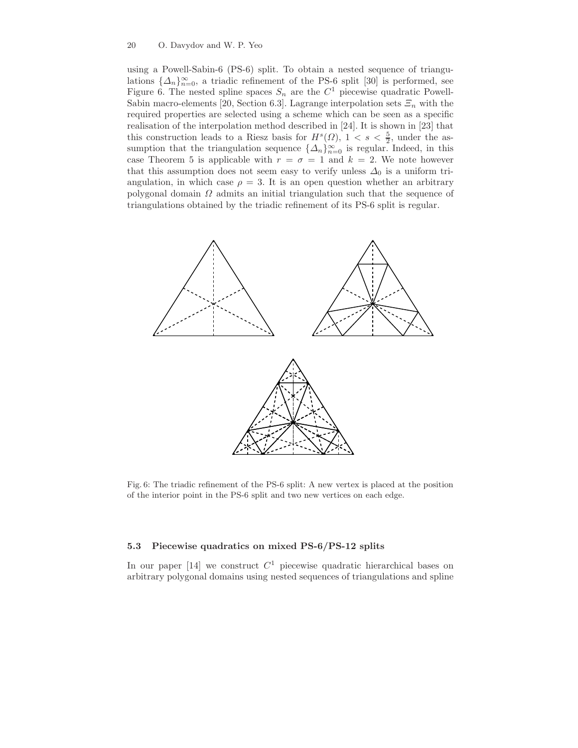using a Powell-Sabin-6 (PS-6) split. To obtain a nested sequence of triangulations $\{\Delta_n\}_{n=0}^{\infty}$, a triadic refinement of the PS-6 split [30] is performed, see Figure 6. The nested spline spaces $S_n$ are the $C^1$ piecewise quadratic Powell-Sabin macro-elements [20, Section 6.3]. Lagrange interpolation sets $\Xi_n$ with the required properties are selected using a scheme which can be seen as a specific realisation of the interpolation method described in [24]. It is shown in [23] that this construction leads to a Riesz basis for $H^s(\Omega)$, $1 < s < \frac{5}{2}$, under the assumption that the triangulation sequence $\{\Delta_n\}_{n=0}^{\infty}$ is regular. Indeed, in this case Theorem 5 is applicable with $r = \sigma = 1$ and $k = 2$. We note however that this assumption does not seem easy to verify unless $\Delta_0$ is a uniform triangulation, in which case $\rho = 3$. It is an open question whether an arbitrary polygonal domain $\Omega$ admits an initial triangulation such that the sequence of triangulations obtained by the triadic refinement of its PS-6 split is regular.

Fig. 6: The triadic refinement of the PS-6 split: A new vertex is placed at the position of the interior point in the PS-6 split and two new vertices on each edge.

### 5.3 Piecewise quadratics on mixed PS-6/PS-12 splits

In our paper [14] we construct $C^1$ piecewise quadratic hierarchical bases on arbitrary polygonal domains using nested sequences of triangulations and spline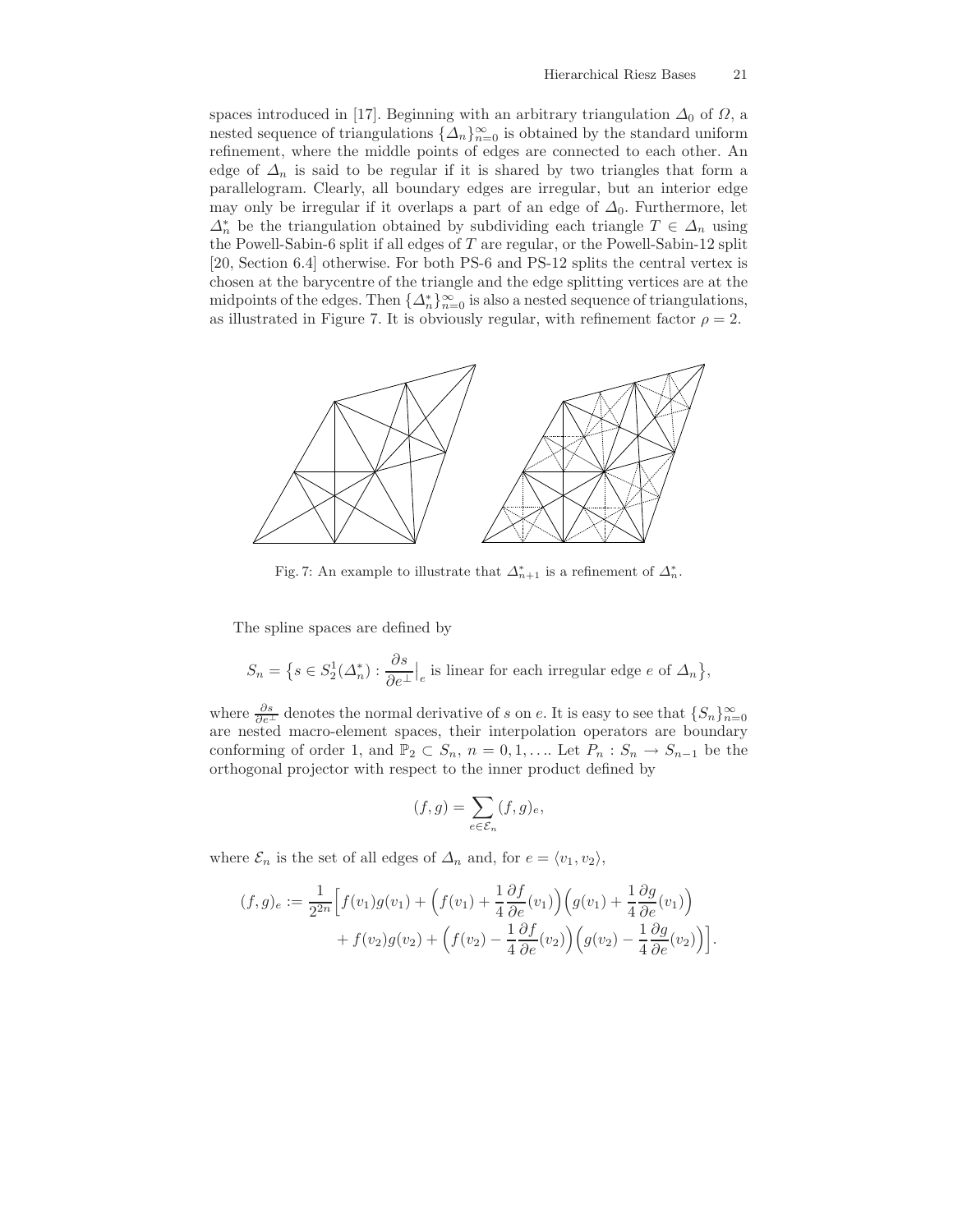spaces introduced in [17]. Beginning with an arbitrary triangulation $\Delta_0$ of $\Omega$, a nested sequence of triangulations $\{\Delta_n\}_{n=0}^{\infty}$ is obtained by the standard uniform refinement, where the middle points of edges are connected to each other. An edge of $\Delta_n$ is said to be regular if it is shared by two triangles that form a parallelogram. Clearly, all boundary edges are irregular, but an interior edge may only be irregular if it overlaps a part of an edge of $\Delta_0$. Furthermore, let $\Delta_n^*$ be the triangulation obtained by subdividing each triangle $T \in \Delta_n$ using the Powell-Sabin-6 split if all edges of $T$ are regular, or the Powell-Sabin-12 split [20, Section 6.4] otherwise. For both PS-6 and PS-12 splits the central vertex is chosen at the barycentre of the triangle and the edge splitting vertices are at the midpoints of the edges. Then $\{\Delta_n^*\}_{n=0}^{\infty}$ is also a nested sequence of triangulations, as illustrated in Figure 7. It is obviously regular, with refinement factor $\rho = 2$.

Fig. 7: An example to illustrate that $\Delta_{n+1}^*$ is a refinement of $\Delta_n^*$.

The spline spaces are defined by

$$S_n = \left\{ s \in S_2^1(\Delta_n^*) : \frac{\partial s}{\partial e^{\perp}}\Big|_e \text{ is linear for each irregular edge } e \text{ of } \Delta_n \right\},$$

where $\frac{\partial s}{\partial e^{\perp}}$ denotes the normal derivative of $s$ on $e$. It is easy to see that $\{S_n\}_{n=0}^{\infty}$ are nested macro-element spaces, their interpolation operators are boundary conforming of order 1, and $\mathbb{P}_2 \subset S_n$, $n = 0, 1, \ldots$. Let $P_n : S_n \to S_{n-1}$ be the orthogonal projector with respect to the inner product defined by

$$(f, g) = \sum_{e \in \mathcal{E}_n} (f, g)_e,$$

where $\mathcal{E}_n$ is the set of all edges of $\Delta_n$ and, for $e = \langle v_1, v_2 \rangle$,

$$\begin{aligned}(f, g)_e := \frac{1}{2^{2n}} \Big[ f(v_1)g(v_1) + \Big( f(v_1) + \frac{1}{4}\frac{\partial f}{\partial e}(v_1) \Big)\Big( g(v_1) + \frac{1}{4}\frac{\partial g}{\partial e}(v_1) \Big) \\ + f(v_2)g(v_2) + \Big( f(v_2) - \frac{1}{4}\frac{\partial f}{\partial e}(v_2) \Big)\Big( g(v_2) - \frac{1}{4}\frac{\partial g}{\partial e}(v_2) \Big) \Big].\end{aligned}$$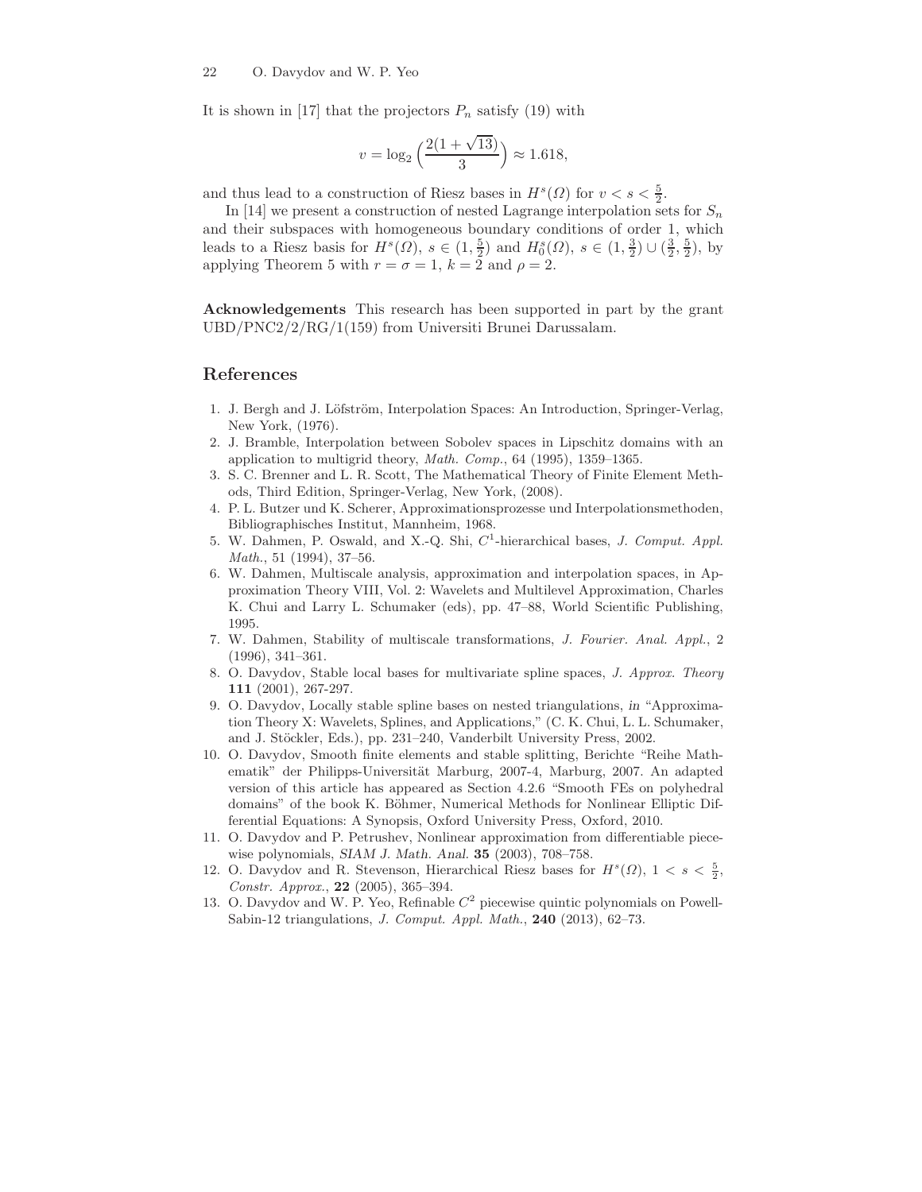It is shown in [17] that the projectors $P_n$ satisfy (19) with

$$v = \log_2\Big(\frac{2(1+\sqrt{13})}{3}\Big) \approx 1.618,$$

and thus lead to a construction of Riesz bases in $H^s(\Omega)$ for $v < s < \frac{5}{2}$.

In [14] we present a construction of nested Lagrange interpolation sets for $S_n$ and their subspaces with homogeneous boundary conditions of order 1, which leads to a Riesz basis for $H^s(\Omega)$, $s \in (1, \frac{5}{2})$ and $H_0^s(\Omega)$, $s \in (1, \frac{3}{2}) \cup (\frac{3}{2}, \frac{5}{2})$, by applying Theorem 5 with $r = \sigma = 1$, $k = 2$ and $\rho = 2$.

**Acknowledgements** This research has been supported in part by the grant UBD/PNC2/2/RG/1(159) from Universiti Brunei Darussalam.

## References

1. J. Bergh and J. Löfström, Interpolation Spaces: An Introduction, Springer-Verlag, New York, (1976).
2. J. Bramble, Interpolation between Sobolev spaces in Lipschitz domains with an application to multigrid theory, *Math. Comp.*, 64 (1995), 1359–1365.
3. S. C. Brenner and L. R. Scott, The Mathematical Theory of Finite Element Methods, Third Edition, Springer-Verlag, New York, (2008).
4. P. L. Butzer und K. Scherer, Approximationsprozesse und Interpolationsmethoden, Bibliographisches Institut, Mannheim, 1968.
5. W. Dahmen, P. Oswald, and X.-Q. Shi, $C^1$-hierarchical bases, *J. Comput. Appl. Math.*, 51 (1994), 37–56.
6. W. Dahmen, Multiscale analysis, approximation and interpolation spaces, in Approximation Theory VIII, Vol. 2: Wavelets and Multilevel Approximation, Charles K. Chui and Larry L. Schumaker (eds), pp. 47–88, World Scientific Publishing, 1995.
7. W. Dahmen, Stability of multiscale transformations, *J. Fourier. Anal. Appl.*, 2 (1996), 341–361.
8. O. Davydov, Stable local bases for multivariate spline spaces, *J. Approx. Theory* **111** (2001), 267-297.
9. O. Davydov, Locally stable spline bases on nested triangulations, *in* "Approximation Theory X: Wavelets, Splines, and Applications," (C. K. Chui, L. L. Schumaker, and J. Stöckler, Eds.), pp. 231–240, Vanderbilt University Press, 2002.
10. O. Davydov, Smooth finite elements and stable splitting, Berichte "Reihe Mathematik" der Philipps-Universität Marburg, 2007-4, Marburg, 2007. An adapted version of this article has appeared as Section 4.2.6 "Smooth FEs on polyhedral domains" of the book K. Böhmer, Numerical Methods for Nonlinear Elliptic Differential Equations: A Synopsis, Oxford University Press, Oxford, 2010.
11. O. Davydov and P. Petrushev, Nonlinear approximation from differentiable piecewise polynomials, *SIAM J. Math. Anal.* **35** (2003), 708–758.
12. O. Davydov and R. Stevenson, Hierarchical Riesz bases for $H^s(\Omega)$, $1 < s < \frac{5}{2}$, *Constr. Approx.*, **22** (2005), 365–394.
13. O. Davydov and W. P. Yeo, Refinable $C^2$ piecewise quintic polynomials on Powell-Sabin-12 triangulations, *J. Comput. Appl. Math.*, **240** (2013), 62–73.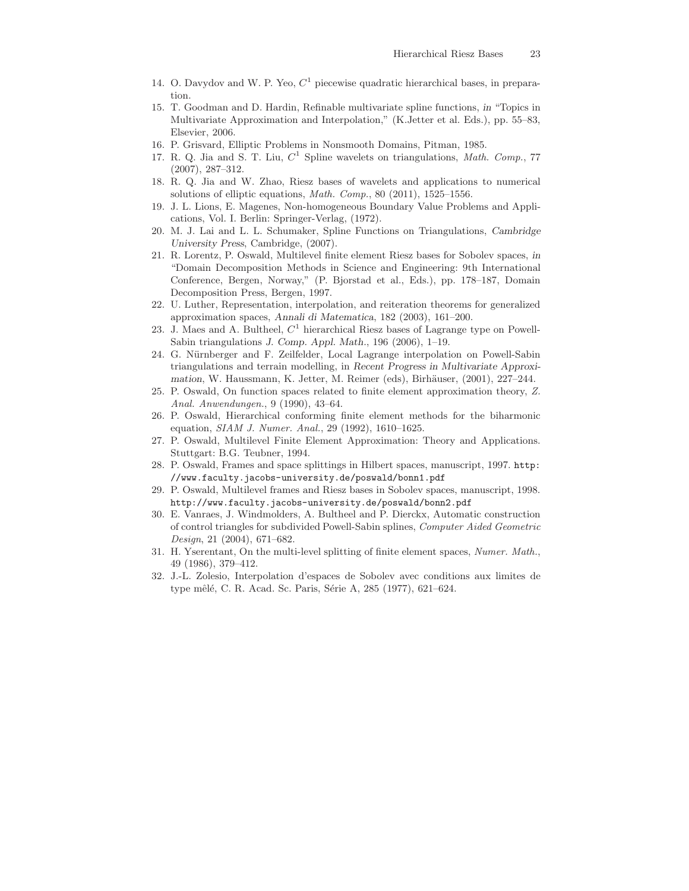14. O. Davydov and W. P. Yeo, $C^1$ piecewise quadratic hierarchical bases, in preparation.
15. T. Goodman and D. Hardin, Refinable multivariate spline functions, *in* "Topics in Multivariate Approximation and Interpolation," (K.Jetter et al. Eds.), pp. 55–83, Elsevier, 2006.
16. P. Grisvard, Elliptic Problems in Nonsmooth Domains, Pitman, 1985.
17. R. Q. Jia and S. T. Liu, $C^1$ Spline wavelets on triangulations, *Math. Comp.*, 77 (2007), 287–312.
18. R. Q. Jia and W. Zhao, Riesz bases of wavelets and applications to numerical solutions of elliptic equations, *Math. Comp.*, 80 (2011), 1525–1556.
19. J. L. Lions, E. Magenes, Non-homogeneous Boundary Value Problems and Applications, Vol. I. Berlin: Springer-Verlag, (1972).
20. M. J. Lai and L. L. Schumaker, Spline Functions on Triangulations, *Cambridge University Press*, Cambridge, (2007).
21. R. Lorentz, P. Oswald, Multilevel finite element Riesz bases for Sobolev spaces, *in* "Domain Decomposition Methods in Science and Engineering: 9th International Conference, Bergen, Norway," (P. Bjorstad et al., Eds.), pp. 178–187, Domain Decomposition Press, Bergen, 1997.
22. U. Luther, Representation, interpolation, and reiteration theorems for generalized approximation spaces, *Annali di Matematica*, 182 (2003), 161–200.
23. J. Maes and A. Bultheel, $C^1$ hierarchical Riesz bases of Lagrange type on Powell-Sabin triangulations *J. Comp. Appl. Math.*, 196 (2006), 1–19.
24. G. Nürnberger and F. Zeilfelder, Local Lagrange interpolation on Powell-Sabin triangulations and terrain modelling, in *Recent Progress in Multivariate Approximation*, W. Haussmann, K. Jetter, M. Reimer (eds), Birhäuser, (2001), 227–244.
25. P. Oswald, On function spaces related to finite element approximation theory, *Z. Anal. Anwendungen.*, 9 (1990), 43–64.
26. P. Oswald, Hierarchical conforming finite element methods for the biharmonic equation, *SIAM J. Numer. Anal.*, 29 (1992), 1610–1625.
27. P. Oswald, Multilevel Finite Element Approximation: Theory and Applications. Stuttgart: B.G. Teubner, 1994.
28. P. Oswald, Frames and space splittings in Hilbert spaces, manuscript, 1997. `http://www.faculty.jacobs-university.de/poswald/bonn1.pdf`
29. P. Oswald, Multilevel frames and Riesz bases in Sobolev spaces, manuscript, 1998. `http://www.faculty.jacobs-university.de/poswald/bonn2.pdf`
30. E. Vanraes, J. Windmolders, A. Bultheel and P. Dierckx, Automatic construction of control triangles for subdivided Powell-Sabin splines, *Computer Aided Geometric Design*, 21 (2004), 671–682.
31. H. Yserentant, On the multi-level splitting of finite element spaces, *Numer. Math.*, 49 (1986), 379–412.
32. J.-L. Zolesio, Interpolation d'espaces de Sobolev avec conditions aux limites de type mêlé, C. R. Acad. Sc. Paris, Série A, 285 (1977), 621–624.